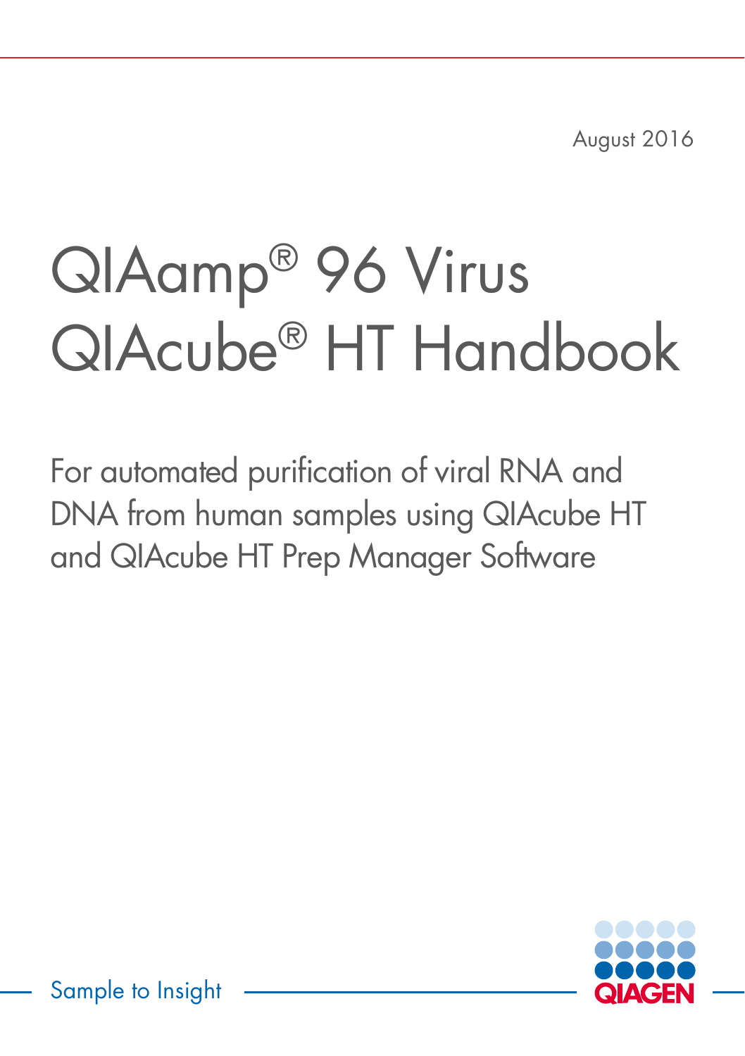August 2016

# QIAamp® 96 Virus QIAcube® HT Handbook

For automated purification of viral RNA and DNA from human samples using QIAcube HT and QIAcube HT Prep Manager Software

Sample to Insight

QIAGEN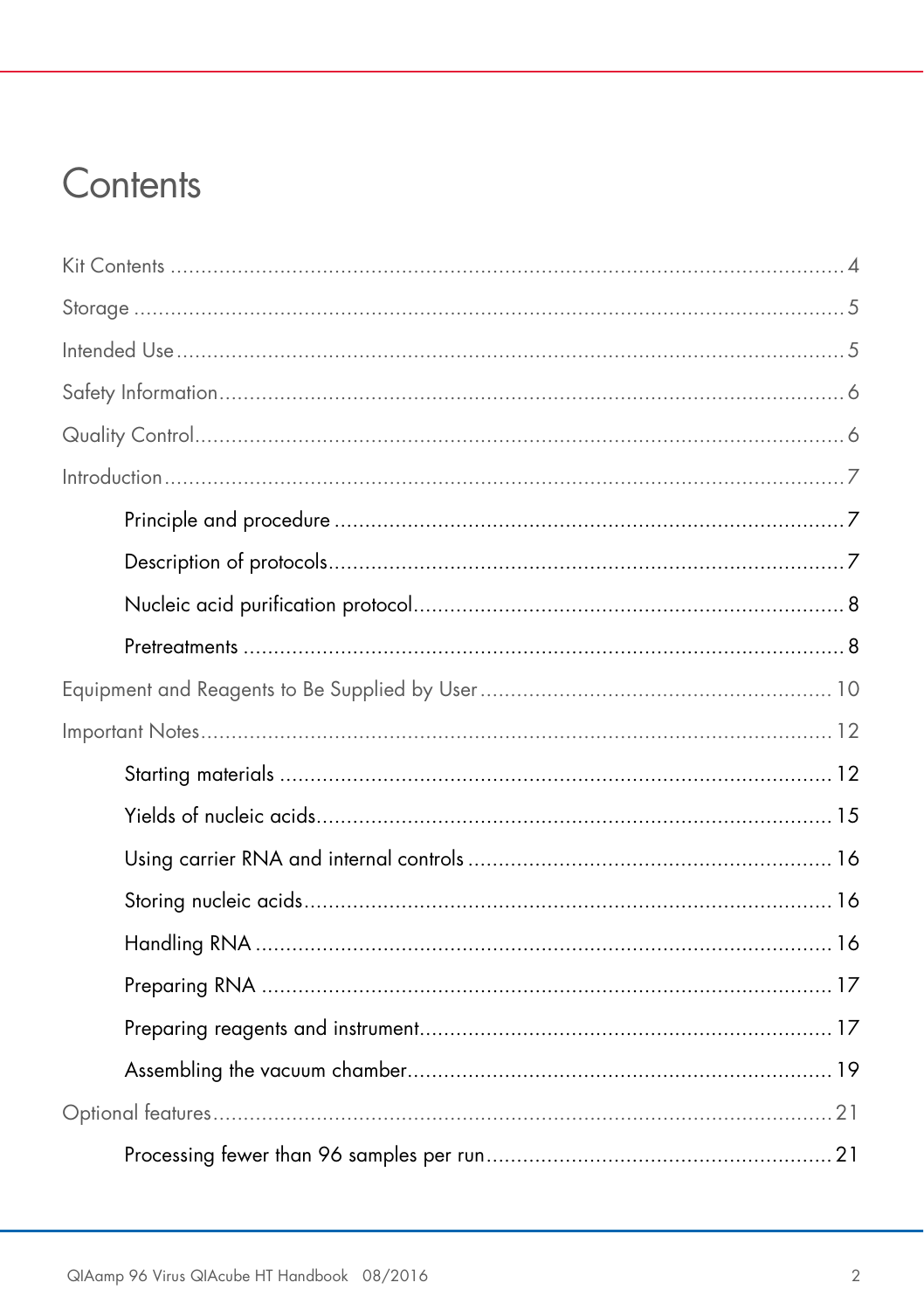# Contents

Kit Contents ........................................................................................................ 4

Storage ............................................................................................................... 5

Intended Use ....................................................................................................... 5

Safety Information ............................................................................................... 6

Quality Control .................................................................................................... 6

Introduction ......................................................................................................... 7

- Principle and procedure .................................................................................. 7
- Description of protocols .................................................................................. 7
- Nucleic acid purification protocol .................................................................... 8
- Pretreatments ................................................................................................. 8

Equipment and Reagents to Be Supplied by User ................................................. 10

Important Notes .................................................................................................. 12

- Starting materials .......................................................................................... 12
- Yields of nucleic acids .................................................................................... 15
- Using carrier RNA and internal controls ........................................................... 16
- Storing nucleic acids ...................................................................................... 16
- Handling RNA ............................................................................................... 16
- Preparing RNA .............................................................................................. 17
- Preparing reagents and instrument .................................................................. 17
- Assembling the vacuum chamber .................................................................... 19

Optional features ................................................................................................ 21

- Processing fewer than 96 samples per run ....................................................... 21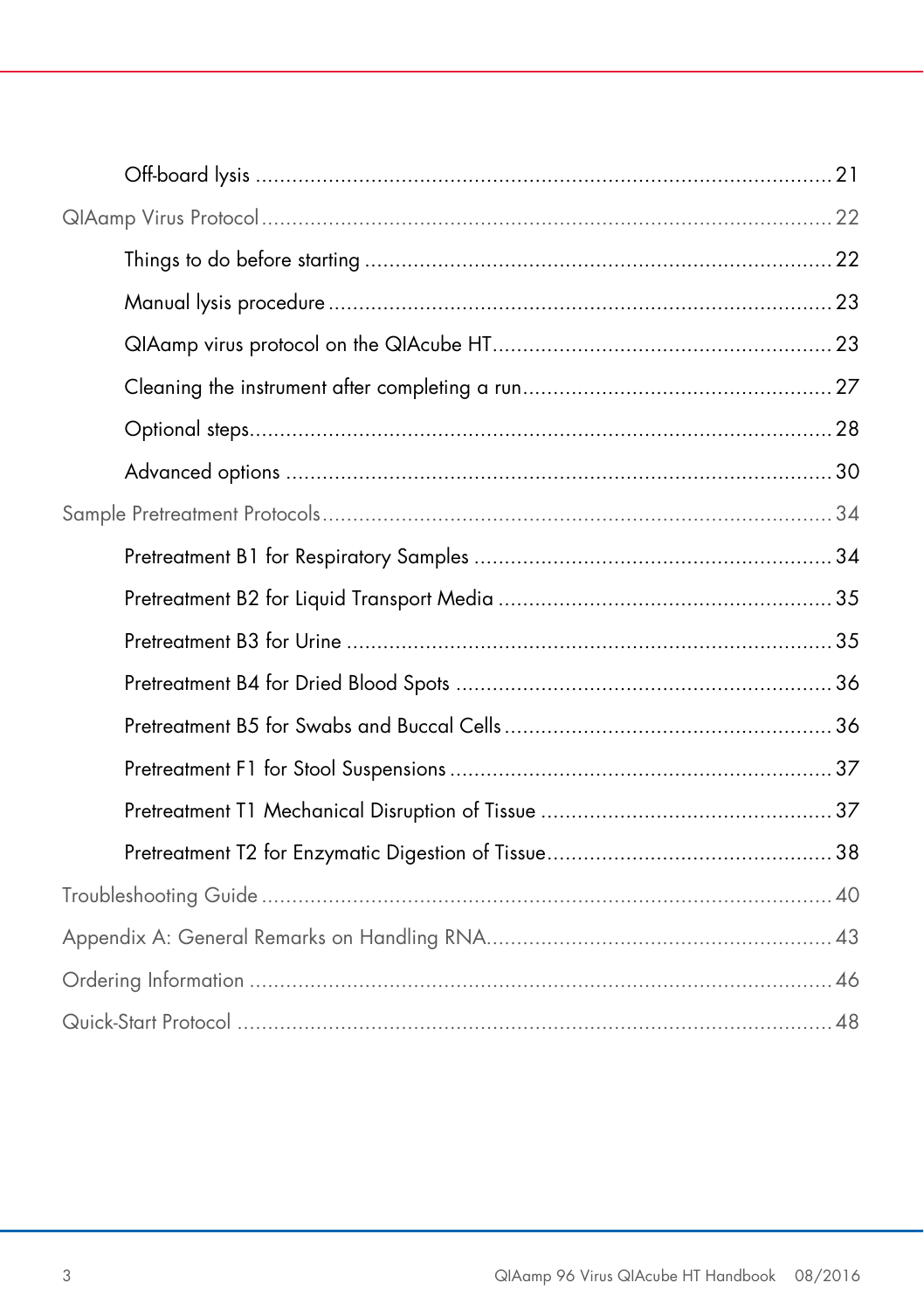Off-board lysis ..................................................................................... 21

QIAamp Virus Protocol ............................................................................. 22

Things to do before starting ...................................................................... 22

Manual lysis procedure ............................................................................. 23

QIAamp virus protocol on the QIAcube HT ................................................. 23

Cleaning the instrument after completing a run ............................................ 27

Optional steps .......................................................................................... 28

Advanced options ..................................................................................... 30

Sample Pretreatment Protocols .................................................................. 34

Pretreatment B1 for Respiratory Samples ..................................................... 34

Pretreatment B2 for Liquid Transport Media ................................................. 35

Pretreatment B3 for Urine .......................................................................... 35

Pretreatment B4 for Dried Blood Spots ........................................................ 36

Pretreatment B5 for Swabs and Buccal Cells ................................................ 36

Pretreatment F1 for Stool Suspensions ........................................................ 37

Pretreatment T1 Mechanical Disruption of Tissue .......................................... 37

Pretreatment T2 for Enzymatic Digestion of Tissue ........................................ 38

Troubleshooting Guide .............................................................................. 40

Appendix A: General Remarks on Handling RNA .......................................... 43

Ordering Information ................................................................................. 46

Quick-Start Protocol .................................................................................. 48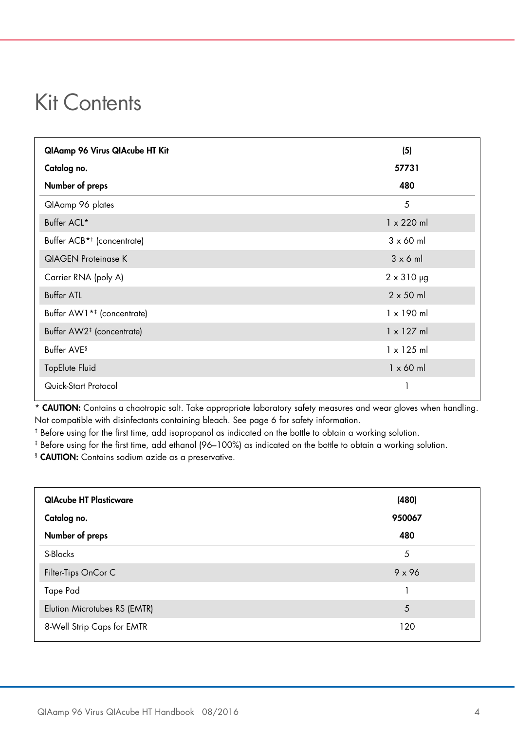# Kit Contents

| QIAamp 96 Virus QIAcube HT Kit | (5) |
|---|---|
| **Catalog no.** | **57731** |
| **Number of preps** | **480** |
| QIAamp 96 plates | 5 |
| Buffer ACL* | 1 x 220 ml |
| Buffer ACB*† (concentrate) | 3 x 60 ml |
| QIAGEN Proteinase K | 3 x 6 ml |
| Carrier RNA (poly A) | 2 x 310 µg |
| Buffer ATL | 2 x 50 ml |
| Buffer AW1*‡ (concentrate) | 1 x 190 ml |
| Buffer AW2‡ (concentrate) | 1 x 127 ml |
| Buffer AVE§ | 1 x 125 ml |
| TopElute Fluid | 1 x 60 ml |
| Quick-Start Protocol | 1 |

* **CAUTION:** Contains a chaotropic salt. Take appropriate laboratory safety measures and wear gloves when handling. Not compatible with disinfectants containing bleach. See page 6 for safety information.

† Before using for the first time, add isopropanol as indicated on the bottle to obtain a working solution.

‡ Before using for the first time, add ethanol (96–100%) as indicated on the bottle to obtain a working solution.

§ **CAUTION:** Contains sodium azide as a preservative.

| QIAcube HT Plasticware | (480) |
|---|---|
| **Catalog no.** | **950067** |
| **Number of preps** | **480** |
| S-Blocks | 5 |
| Filter-Tips OnCor C | 9 x 96 |
| Tape Pad | 1 |
| Elution Microtubes RS (EMTR) | 5 |
| 8-Well Strip Caps for EMTR | 120 |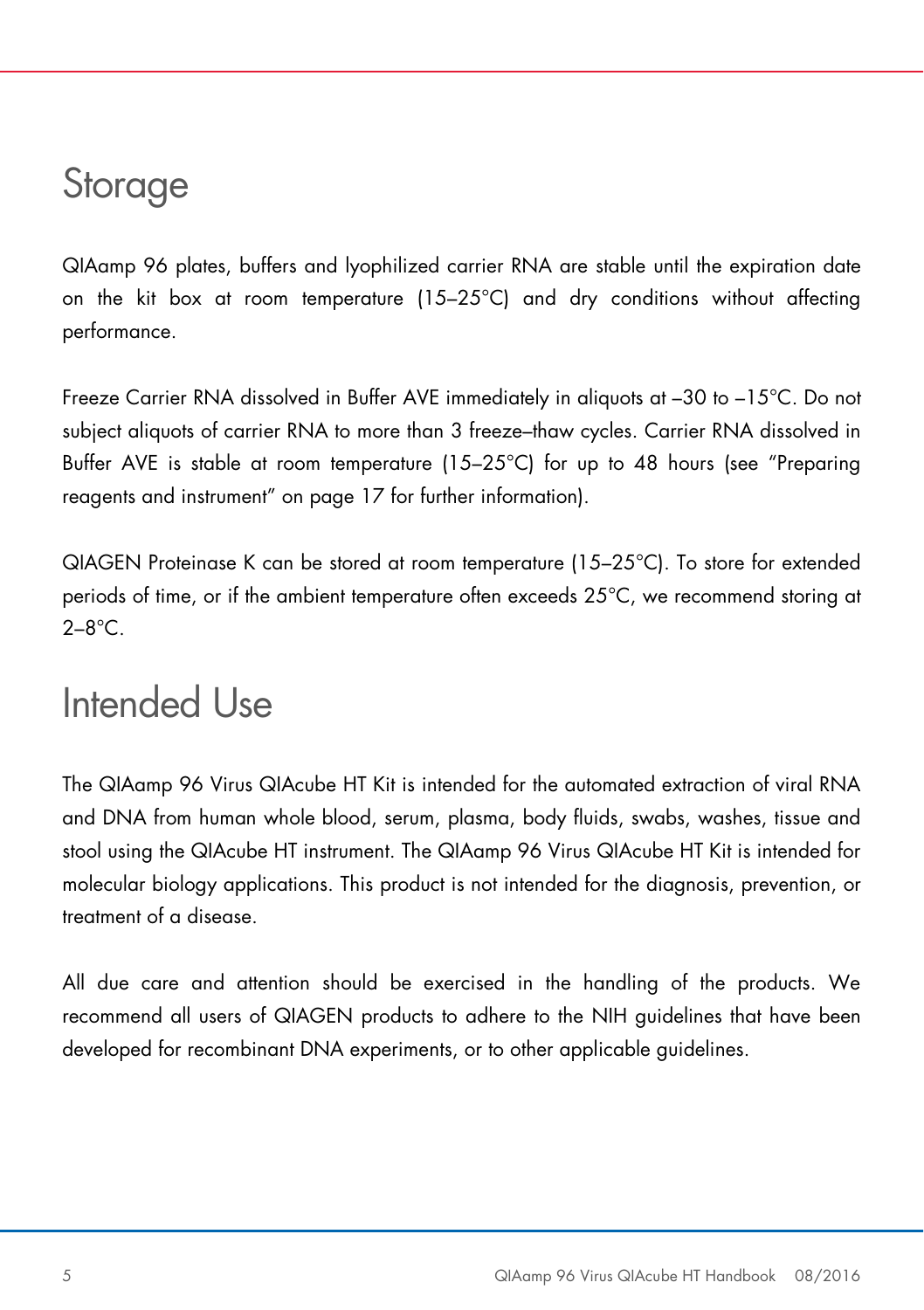# Storage

QIAamp 96 plates, buffers and lyophilized carrier RNA are stable until the expiration date on the kit box at room temperature (15–25°C) and dry conditions without affecting performance.

Freeze Carrier RNA dissolved in Buffer AVE immediately in aliquots at –30 to –15°C. Do not subject aliquots of carrier RNA to more than 3 freeze–thaw cycles. Carrier RNA dissolved in Buffer AVE is stable at room temperature (15–25°C) for up to 48 hours (see "Preparing reagents and instrument" on page 17 for further information).

QIAGEN Proteinase K can be stored at room temperature (15–25°C). To store for extended periods of time, or if the ambient temperature often exceeds 25°C, we recommend storing at 2–8°C.

# Intended Use

The QIAamp 96 Virus QIAcube HT Kit is intended for the automated extraction of viral RNA and DNA from human whole blood, serum, plasma, body fluids, swabs, washes, tissue and stool using the QIAcube HT instrument. The QIAamp 96 Virus QIAcube HT Kit is intended for molecular biology applications. This product is not intended for the diagnosis, prevention, or treatment of a disease.

All due care and attention should be exercised in the handling of the products. We recommend all users of QIAGEN products to adhere to the NIH guidelines that have been developed for recombinant DNA experiments, or to other applicable guidelines.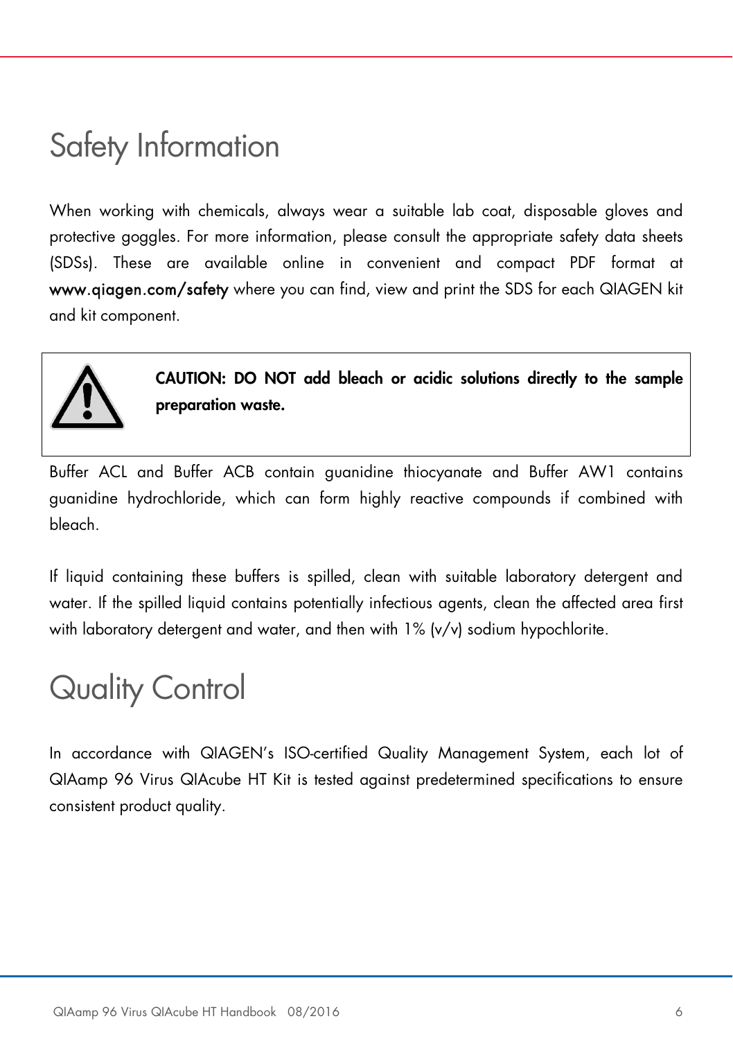# Safety Information

When working with chemicals, always wear a suitable lab coat, disposable gloves and protective goggles. For more information, please consult the appropriate safety data sheets (SDSs). These are available online in convenient and compact PDF format at **www.qiagen.com/safety** where you can find, view and print the SDS for each QIAGEN kit and kit component.

**CAUTION: DO NOT add bleach or acidic solutions directly to the sample preparation waste.**

Buffer ACL and Buffer ACB contain guanidine thiocyanate and Buffer AW1 contains guanidine hydrochloride, which can form highly reactive compounds if combined with bleach.

If liquid containing these buffers is spilled, clean with suitable laboratory detergent and water. If the spilled liquid contains potentially infectious agents, clean the affected area first with laboratory detergent and water, and then with 1% (v/v) sodium hypochlorite.

# Quality Control

In accordance with QIAGEN's ISO-certified Quality Management System, each lot of QIAamp 96 Virus QIAcube HT Kit is tested against predetermined specifications to ensure consistent product quality.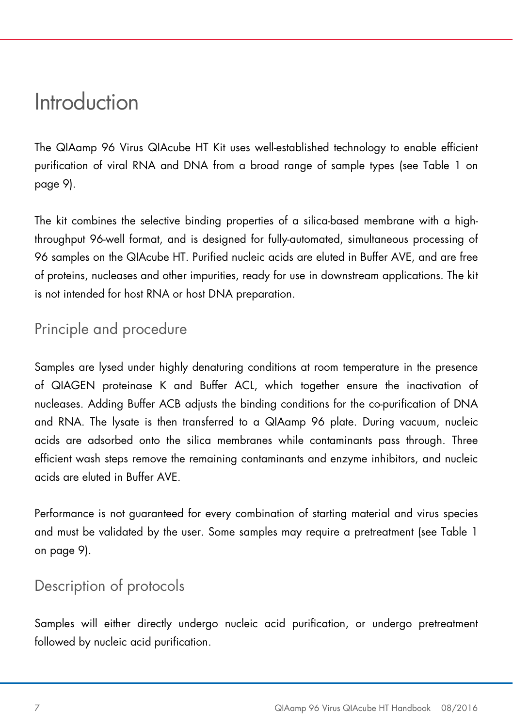# Introduction

The QIAamp 96 Virus QIAcube HT Kit uses well-established technology to enable efficient purification of viral RNA and DNA from a broad range of sample types (see Table 1 on page 9).

The kit combines the selective binding properties of a silica-based membrane with a high-throughput 96-well format, and is designed for fully-automated, simultaneous processing of 96 samples on the QIAcube HT. Purified nucleic acids are eluted in Buffer AVE, and are free of proteins, nucleases and other impurities, ready for use in downstream applications. The kit is not intended for host RNA or host DNA preparation.

## Principle and procedure

Samples are lysed under highly denaturing conditions at room temperature in the presence of QIAGEN proteinase K and Buffer ACL, which together ensure the inactivation of nucleases. Adding Buffer ACB adjusts the binding conditions for the co-purification of DNA and RNA. The lysate is then transferred to a QIAamp 96 plate. During vacuum, nucleic acids are adsorbed onto the silica membranes while contaminants pass through. Three efficient wash steps remove the remaining contaminants and enzyme inhibitors, and nucleic acids are eluted in Buffer AVE.

Performance is not guaranteed for every combination of starting material and virus species and must be validated by the user. Some samples may require a pretreatment (see Table 1 on page 9).

## Description of protocols

Samples will either directly undergo nucleic acid purification, or undergo pretreatment followed by nucleic acid purification.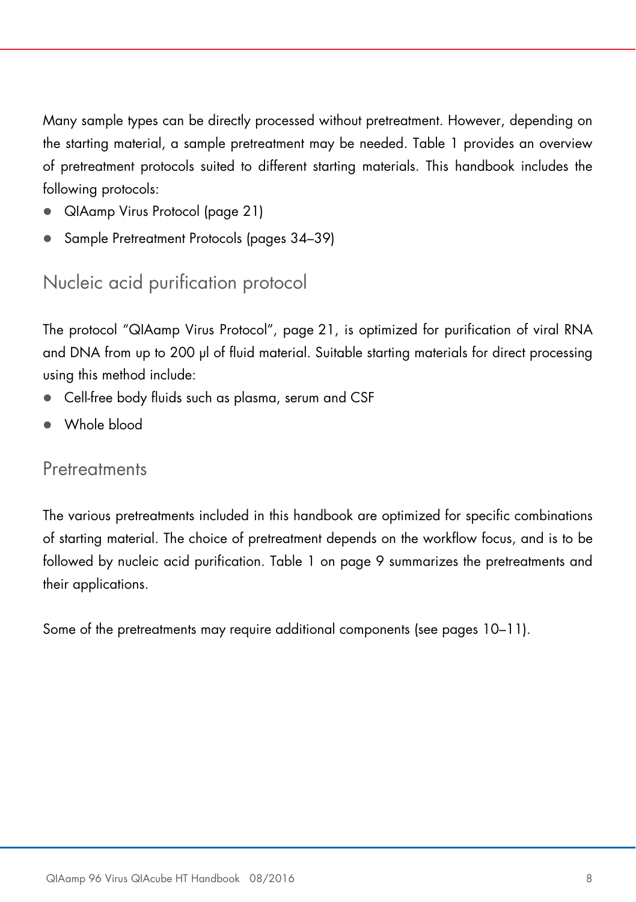Many sample types can be directly processed without pretreatment. However, depending on the starting material, a sample pretreatment may be needed. Table 1 provides an overview of pretreatment protocols suited to different starting materials. This handbook includes the following protocols:

- QIAamp Virus Protocol (page 21)
- Sample Pretreatment Protocols (pages 34–39)

## Nucleic acid purification protocol

The protocol "QIAamp Virus Protocol", page 21, is optimized for purification of viral RNA and DNA from up to 200 µl of fluid material. Suitable starting materials for direct processing using this method include:

- Cell-free body fluids such as plasma, serum and CSF
- Whole blood

## Pretreatments

The various pretreatments included in this handbook are optimized for specific combinations of starting material. The choice of pretreatment depends on the workflow focus, and is to be followed by nucleic acid purification. Table 1 on page 9 summarizes the pretreatments and their applications.

Some of the pretreatments may require additional components (see pages 10–11).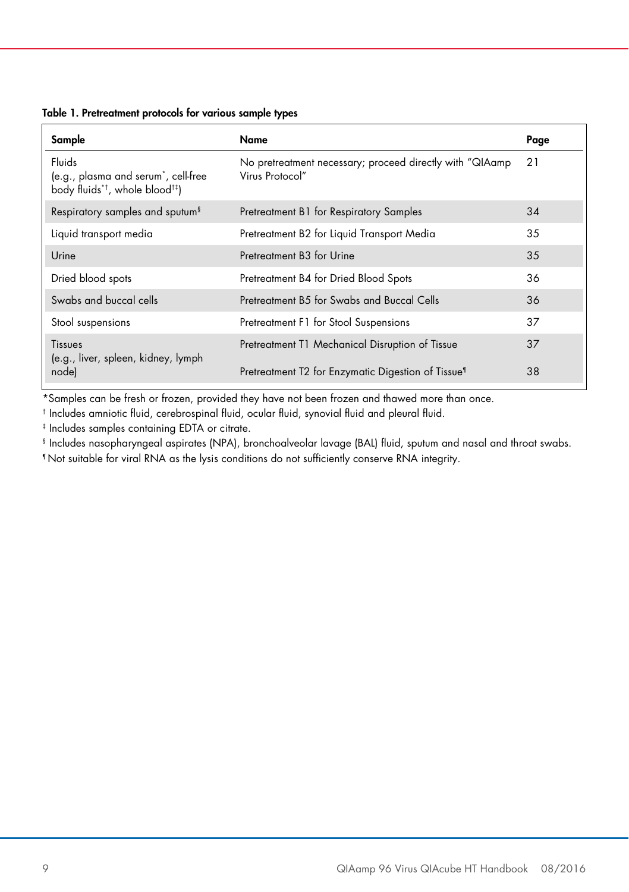**Table 1. Pretreatment protocols for various sample types**

| Sample | Name | Page |
|---|---|---|
| Fluids (e.g., plasma and serum*, cell-free body fluids*†, whole blood†‡) | No pretreatment necessary; proceed directly with "QIAamp Virus Protocol" | 21 |
| Respiratory samples and sputum§ | Pretreatment B1 for Respiratory Samples | 34 |
| Liquid transport media | Pretreatment B2 for Liquid Transport Media | 35 |
| Urine | Pretreatment B3 for Urine | 35 |
| Dried blood spots | Pretreatment B4 for Dried Blood Spots | 36 |
| Swabs and buccal cells | Pretreatment B5 for Swabs and Buccal Cells | 36 |
| Stool suspensions | Pretreatment F1 for Stool Suspensions | 37 |
| Tissues (e.g., liver, spleen, kidney, lymph node) | Pretreatment T1 Mechanical Disruption of Tissue | 37 |
| | Pretreatment T2 for Enzymatic Digestion of Tissue¶ | 38 |

\* Samples can be fresh or frozen, provided they have not been frozen and thawed more than once.

† Includes amniotic fluid, cerebrospinal fluid, ocular fluid, synovial fluid and pleural fluid.

‡ Includes samples containing EDTA or citrate.

§ Includes nasopharyngeal aspirates (NPA), bronchoalveolar lavage (BAL) fluid, sputum and nasal and throat swabs.

¶ Not suitable for viral RNA as the lysis conditions do not sufficiently conserve RNA integrity.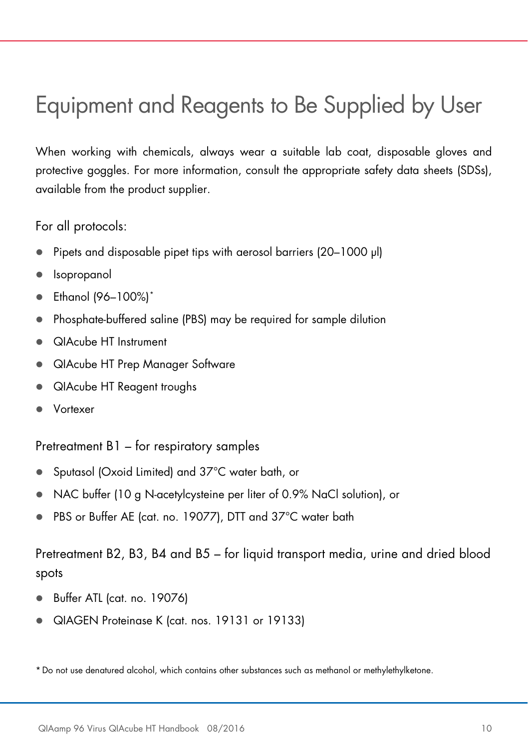# Equipment and Reagents to Be Supplied by User

When working with chemicals, always wear a suitable lab coat, disposable gloves and protective goggles. For more information, consult the appropriate safety data sheets (SDSs), available from the product supplier.

For all protocols:

- Pipets and disposable pipet tips with aerosol barriers (20–1000 µl)
- Isopropanol
- Ethanol (96–100%)*
- Phosphate-buffered saline (PBS) may be required for sample dilution
- QIAcube HT Instrument
- QIAcube HT Prep Manager Software
- QIAcube HT Reagent troughs
- Vortexer

Pretreatment B1 – for respiratory samples

- Sputasol (Oxoid Limited) and 37°C water bath, or
- NAC buffer (10 g N-acetylcysteine per liter of 0.9% NaCl solution), or
- PBS or Buffer AE (cat. no. 19077), DTT and 37°C water bath

Pretreatment B2, B3, B4 and B5 – for liquid transport media, urine and dried blood spots

- Buffer ATL (cat. no. 19076)
- QIAGEN Proteinase K (cat. nos. 19131 or 19133)

\* Do not use denatured alcohol, which contains other substances such as methanol or methylethylketone.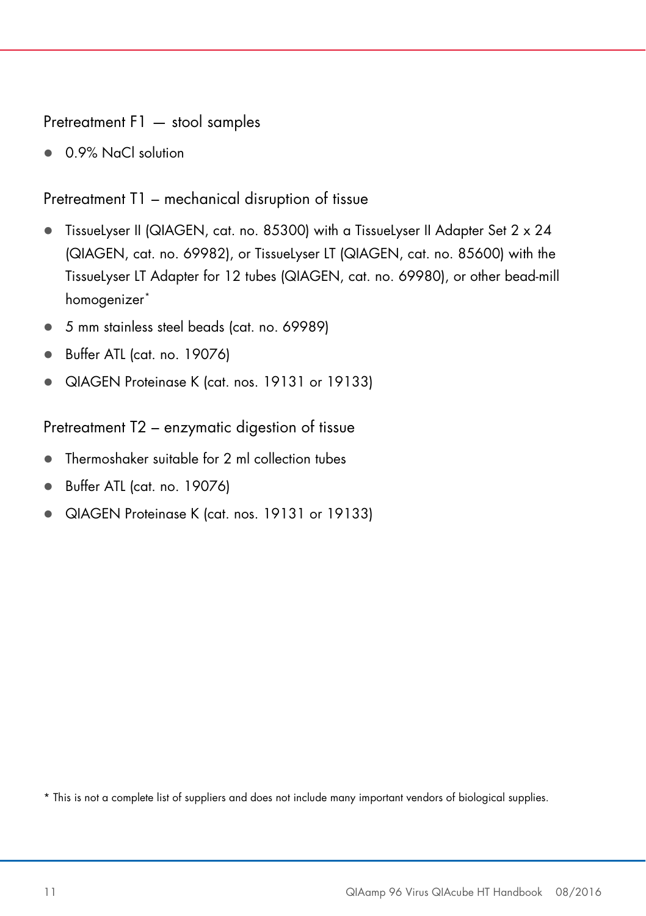### Pretreatment F1 — stool samples

- 0.9% NaCl solution

### Pretreatment T1 – mechanical disruption of tissue

- TissueLyser II (QIAGEN, cat. no. 85300) with a TissueLyser II Adapter Set 2 x 24 (QIAGEN, cat. no. 69982), or TissueLyser LT (QIAGEN, cat. no. 85600) with the TissueLyser LT Adapter for 12 tubes (QIAGEN, cat. no. 69980), or other bead-mill homogenizer*
- 5 mm stainless steel beads (cat. no. 69989)
- Buffer ATL (cat. no. 19076)
- QIAGEN Proteinase K (cat. nos. 19131 or 19133)

### Pretreatment T2 – enzymatic digestion of tissue

- Thermoshaker suitable for 2 ml collection tubes
- Buffer ATL (cat. no. 19076)
- QIAGEN Proteinase K (cat. nos. 19131 or 19133)

* This is not a complete list of suppliers and does not include many important vendors of biological supplies.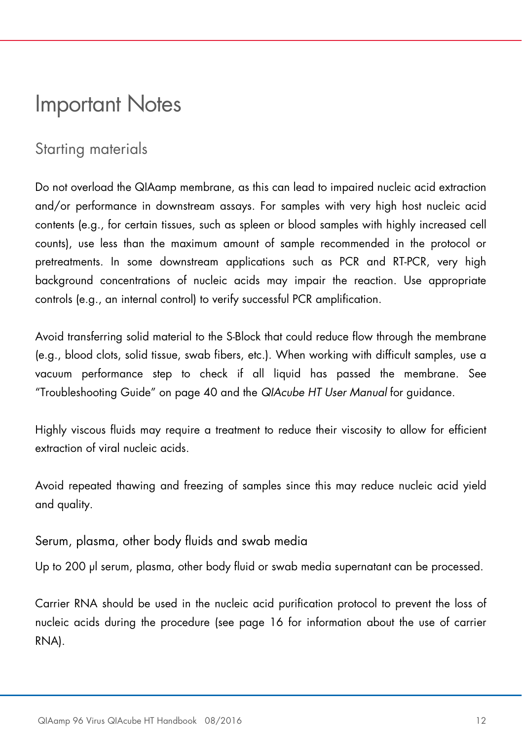# Important Notes

## Starting materials

Do not overload the QIAamp membrane, as this can lead to impaired nucleic acid extraction and/or performance in downstream assays. For samples with very high host nucleic acid contents (e.g., for certain tissues, such as spleen or blood samples with highly increased cell counts), use less than the maximum amount of sample recommended in the protocol or pretreatments. In some downstream applications such as PCR and RT-PCR, very high background concentrations of nucleic acids may impair the reaction. Use appropriate controls (e.g., an internal control) to verify successful PCR amplification.

Avoid transferring solid material to the S-Block that could reduce flow through the membrane (e.g., blood clots, solid tissue, swab fibers, etc.). When working with difficult samples, use a vacuum performance step to check if all liquid has passed the membrane. See "Troubleshooting Guide" on page 40 and the *QIAcube HT User Manual* for guidance.

Highly viscous fluids may require a treatment to reduce their viscosity to allow for efficient extraction of viral nucleic acids.

Avoid repeated thawing and freezing of samples since this may reduce nucleic acid yield and quality.

### Serum, plasma, other body fluids and swab media

Up to 200 µl serum, plasma, other body fluid or swab media supernatant can be processed.

Carrier RNA should be used in the nucleic acid purification protocol to prevent the loss of nucleic acids during the procedure (see page 16 for information about the use of carrier RNA).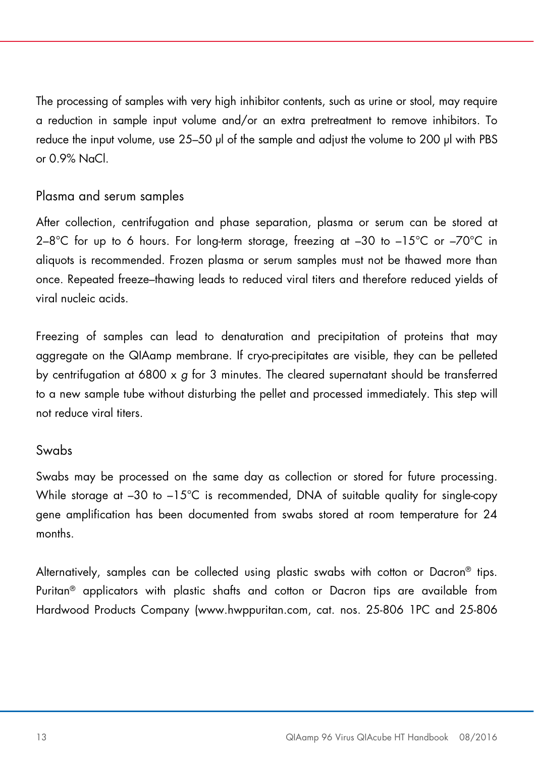The processing of samples with very high inhibitor contents, such as urine or stool, may require a reduction in sample input volume and/or an extra pretreatment to remove inhibitors. To reduce the input volume, use 25–50 µl of the sample and adjust the volume to 200 µl with PBS or 0.9% NaCl.

### Plasma and serum samples

After collection, centrifugation and phase separation, plasma or serum can be stored at 2–8°C for up to 6 hours. For long-term storage, freezing at –30 to –15°C or –70°C in aliquots is recommended. Frozen plasma or serum samples must not be thawed more than once. Repeated freeze–thawing leads to reduced viral titers and therefore reduced yields of viral nucleic acids.

Freezing of samples can lead to denaturation and precipitation of proteins that may aggregate on the QIAamp membrane. If cryo-precipitates are visible, they can be pelleted by centrifugation at 6800 x *g* for 3 minutes. The cleared supernatant should be transferred to a new sample tube without disturbing the pellet and processed immediately. This step will not reduce viral titers.

### Swabs

Swabs may be processed on the same day as collection or stored for future processing. While storage at –30 to –15°C is recommended, DNA of suitable quality for single-copy gene amplification has been documented from swabs stored at room temperature for 24 months.

Alternatively, samples can be collected using plastic swabs with cotton or Dacron® tips. Puritan® applicators with plastic shafts and cotton or Dacron tips are available from Hardwood Products Company (www.hwppuritan.com, cat. nos. 25-806 1PC and 25-806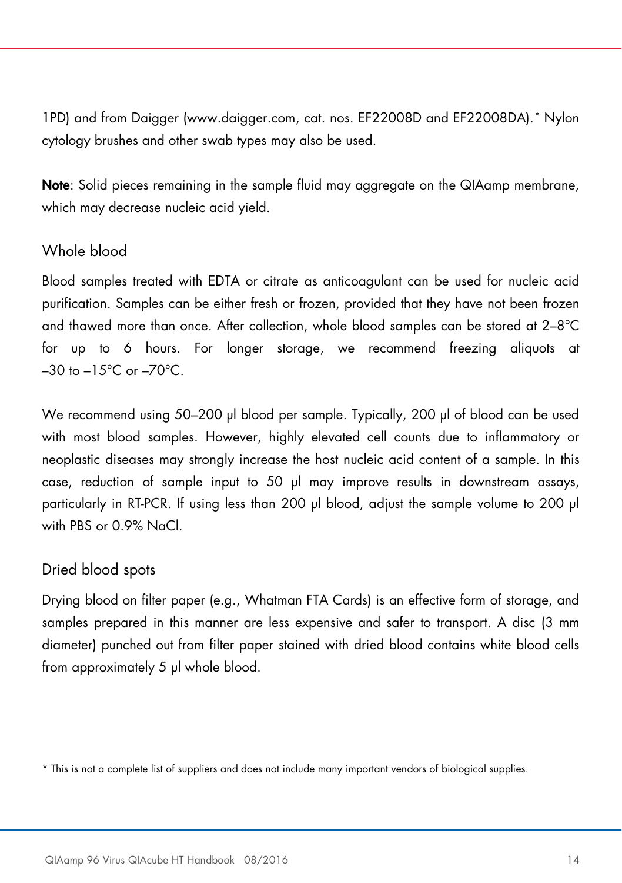1PD) and from Daigger (www.daigger.com, cat. nos. EF22008D and EF22008DA).* Nylon cytology brushes and other swab types may also be used.

**Note**: Solid pieces remaining in the sample fluid may aggregate on the QIAamp membrane, which may decrease nucleic acid yield.

### Whole blood

Blood samples treated with EDTA or citrate as anticoagulant can be used for nucleic acid purification. Samples can be either fresh or frozen, provided that they have not been frozen and thawed more than once. After collection, whole blood samples can be stored at 2–8°C for up to 6 hours. For longer storage, we recommend freezing aliquots at –30 to –15°C or –70°C.

We recommend using 50–200 µl blood per sample. Typically, 200 µl of blood can be used with most blood samples. However, highly elevated cell counts due to inflammatory or neoplastic diseases may strongly increase the host nucleic acid content of a sample. In this case, reduction of sample input to 50 µl may improve results in downstream assays, particularly in RT-PCR. If using less than 200 µl blood, adjust the sample volume to 200 µl with PBS or 0.9% NaCl.

### Dried blood spots

Drying blood on filter paper (e.g., Whatman FTA Cards) is an effective form of storage, and samples prepared in this manner are less expensive and safer to transport. A disc (3 mm diameter) punched out from filter paper stained with dried blood contains white blood cells from approximately 5 µl whole blood.

* This is not a complete list of suppliers and does not include many important vendors of biological supplies.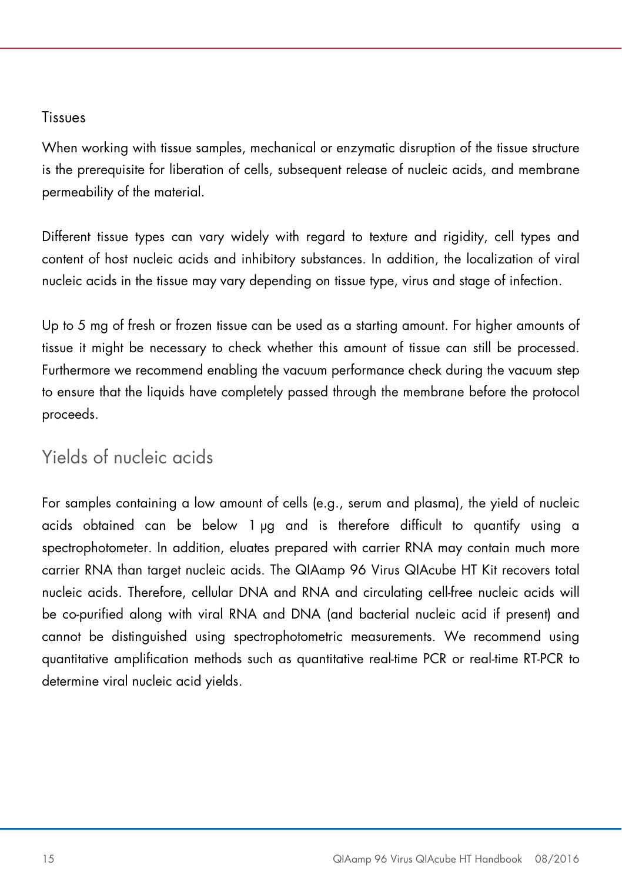### Tissues

When working with tissue samples, mechanical or enzymatic disruption of the tissue structure is the prerequisite for liberation of cells, subsequent release of nucleic acids, and membrane permeability of the material.

Different tissue types can vary widely with regard to texture and rigidity, cell types and content of host nucleic acids and inhibitory substances. In addition, the localization of viral nucleic acids in the tissue may vary depending on tissue type, virus and stage of infection.

Up to 5 mg of fresh or frozen tissue can be used as a starting amount. For higher amounts of tissue it might be necessary to check whether this amount of tissue can still be processed. Furthermore we recommend enabling the vacuum performance check during the vacuum step to ensure that the liquids have completely passed through the membrane before the protocol proceeds.

## Yields of nucleic acids

For samples containing a low amount of cells (e.g., serum and plasma), the yield of nucleic acids obtained can be below 1 µg and is therefore difficult to quantify using a spectrophotometer. In addition, eluates prepared with carrier RNA may contain much more carrier RNA than target nucleic acids. The QIAamp 96 Virus QIAcube HT Kit recovers total nucleic acids. Therefore, cellular DNA and RNA and circulating cell-free nucleic acids will be co-purified along with viral RNA and DNA (and bacterial nucleic acid if present) and cannot be distinguished using spectrophotometric measurements. We recommend using quantitative amplification methods such as quantitative real-time PCR or real-time RT-PCR to determine viral nucleic acid yields.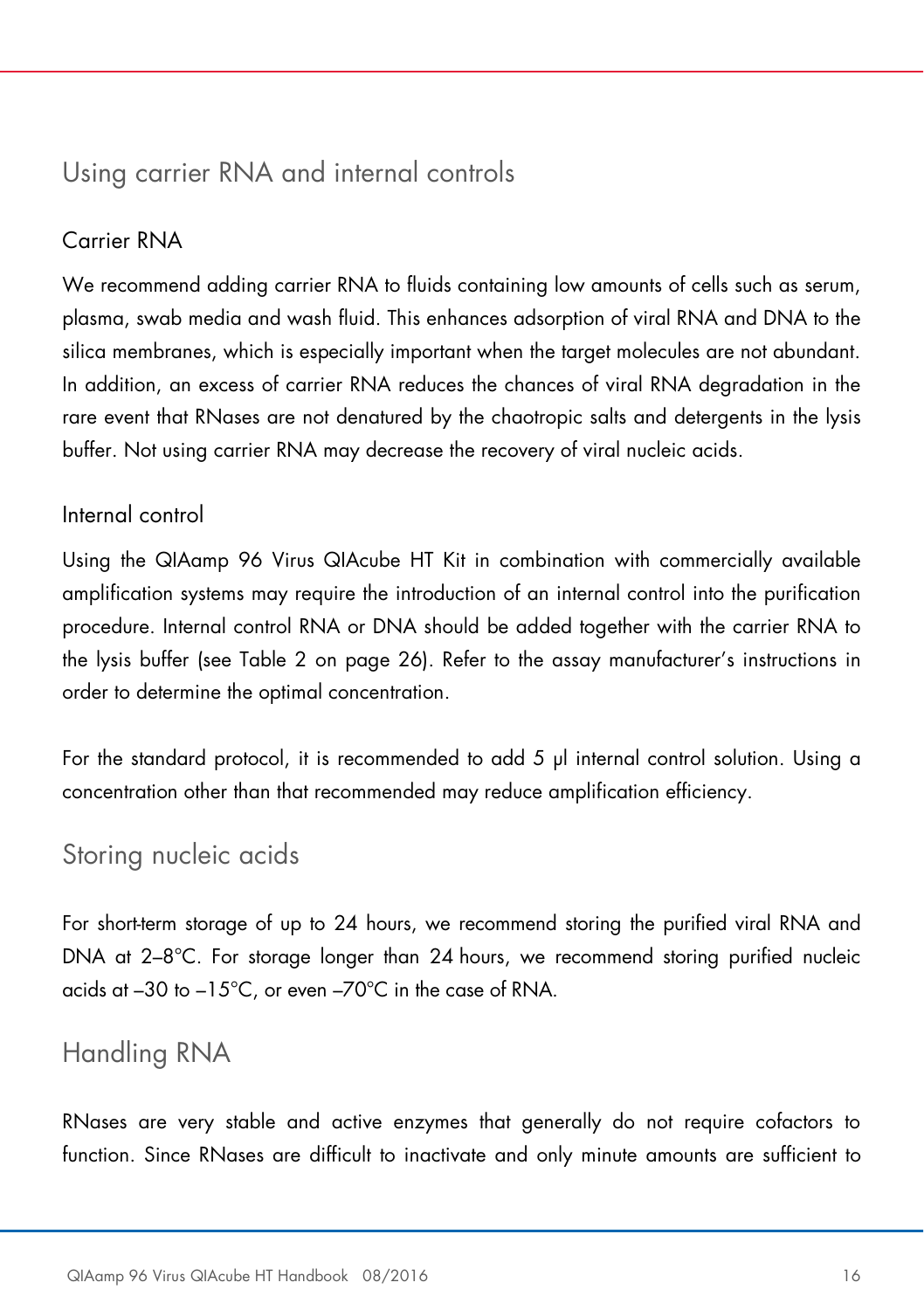## Using carrier RNA and internal controls

### Carrier RNA

We recommend adding carrier RNA to fluids containing low amounts of cells such as serum, plasma, swab media and wash fluid. This enhances adsorption of viral RNA and DNA to the silica membranes, which is especially important when the target molecules are not abundant. In addition, an excess of carrier RNA reduces the chances of viral RNA degradation in the rare event that RNases are not denatured by the chaotropic salts and detergents in the lysis buffer. Not using carrier RNA may decrease the recovery of viral nucleic acids.

### Internal control

Using the QIAamp 96 Virus QIAcube HT Kit in combination with commercially available amplification systems may require the introduction of an internal control into the purification procedure. Internal control RNA or DNA should be added together with the carrier RNA to the lysis buffer (see Table 2 on page 26). Refer to the assay manufacturer's instructions in order to determine the optimal concentration.

For the standard protocol, it is recommended to add 5 µl internal control solution. Using a concentration other than that recommended may reduce amplification efficiency.

## Storing nucleic acids

For short-term storage of up to 24 hours, we recommend storing the purified viral RNA and DNA at 2–8°C. For storage longer than 24 hours, we recommend storing purified nucleic acids at –30 to –15°C, or even –70°C in the case of RNA.

## Handling RNA

RNases are very stable and active enzymes that generally do not require cofactors to function. Since RNases are difficult to inactivate and only minute amounts are sufficient to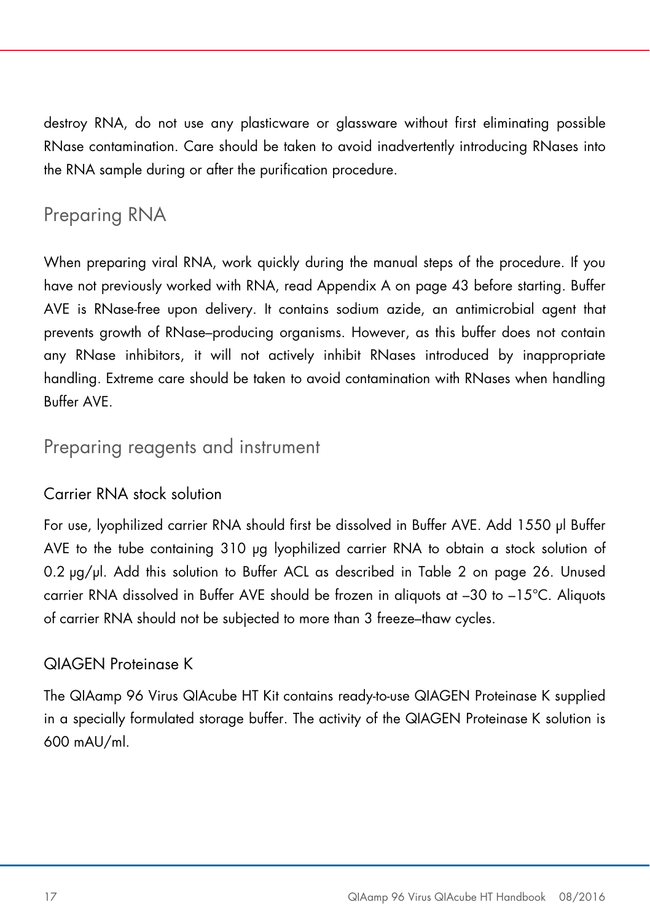destroy RNA, do not use any plasticware or glassware without first eliminating possible RNase contamination. Care should be taken to avoid inadvertently introducing RNases into the RNA sample during or after the purification procedure.

## Preparing RNA

When preparing viral RNA, work quickly during the manual steps of the procedure. If you have not previously worked with RNA, read Appendix A on page 43 before starting. Buffer AVE is RNase-free upon delivery. It contains sodium azide, an antimicrobial agent that prevents growth of RNase–producing organisms. However, as this buffer does not contain any RNase inhibitors, it will not actively inhibit RNases introduced by inappropriate handling. Extreme care should be taken to avoid contamination with RNases when handling Buffer AVE.

## Preparing reagents and instrument

### Carrier RNA stock solution

For use, lyophilized carrier RNA should first be dissolved in Buffer AVE. Add 1550 µl Buffer AVE to the tube containing 310 µg lyophilized carrier RNA to obtain a stock solution of 0.2 µg/µl. Add this solution to Buffer ACL as described in Table 2 on page 26. Unused carrier RNA dissolved in Buffer AVE should be frozen in aliquots at –30 to –15°C. Aliquots of carrier RNA should not be subjected to more than 3 freeze–thaw cycles.

### QIAGEN Proteinase K

The QIAamp 96 Virus QIAcube HT Kit contains ready-to-use QIAGEN Proteinase K supplied in a specially formulated storage buffer. The activity of the QIAGEN Proteinase K solution is 600 mAU/ml.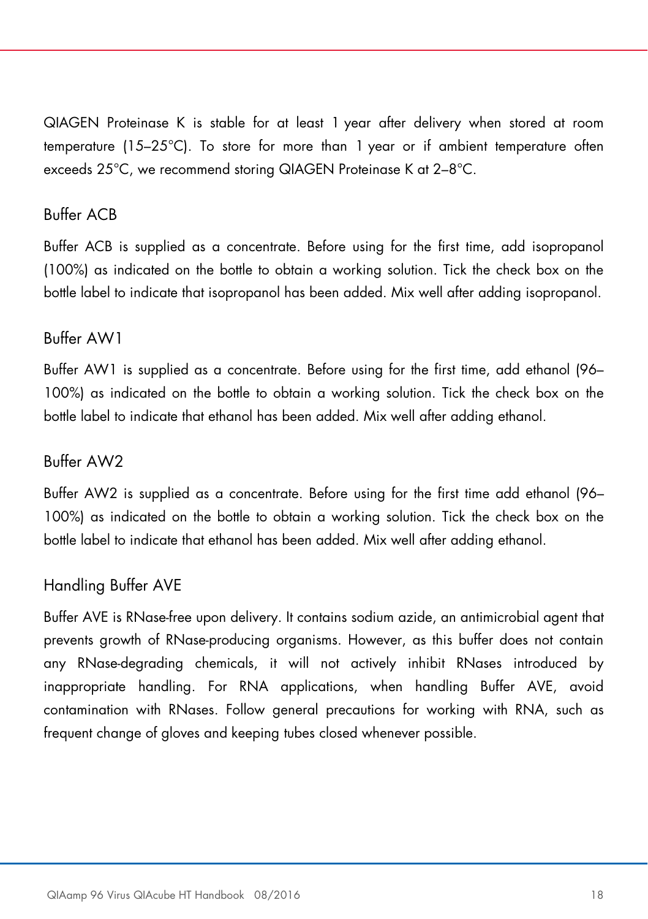QIAGEN Proteinase K is stable for at least 1 year after delivery when stored at room temperature (15–25°C). To store for more than 1 year or if ambient temperature often exceeds 25°C, we recommend storing QIAGEN Proteinase K at 2–8°C.

### Buffer ACB

Buffer ACB is supplied as a concentrate. Before using for the first time, add isopropanol (100%) as indicated on the bottle to obtain a working solution. Tick the check box on the bottle label to indicate that isopropanol has been added. Mix well after adding isopropanol.

### Buffer AW1

Buffer AW1 is supplied as a concentrate. Before using for the first time, add ethanol (96–100%) as indicated on the bottle to obtain a working solution. Tick the check box on the bottle label to indicate that ethanol has been added. Mix well after adding ethanol.

### Buffer AW2

Buffer AW2 is supplied as a concentrate. Before using for the first time add ethanol (96–100%) as indicated on the bottle to obtain a working solution. Tick the check box on the bottle label to indicate that ethanol has been added. Mix well after adding ethanol.

### Handling Buffer AVE

Buffer AVE is RNase-free upon delivery. It contains sodium azide, an antimicrobial agent that prevents growth of RNase-producing organisms. However, as this buffer does not contain any RNase-degrading chemicals, it will not actively inhibit RNases introduced by inappropriate handling. For RNA applications, when handling Buffer AVE, avoid contamination with RNases. Follow general precautions for working with RNA, such as frequent change of gloves and keeping tubes closed whenever possible.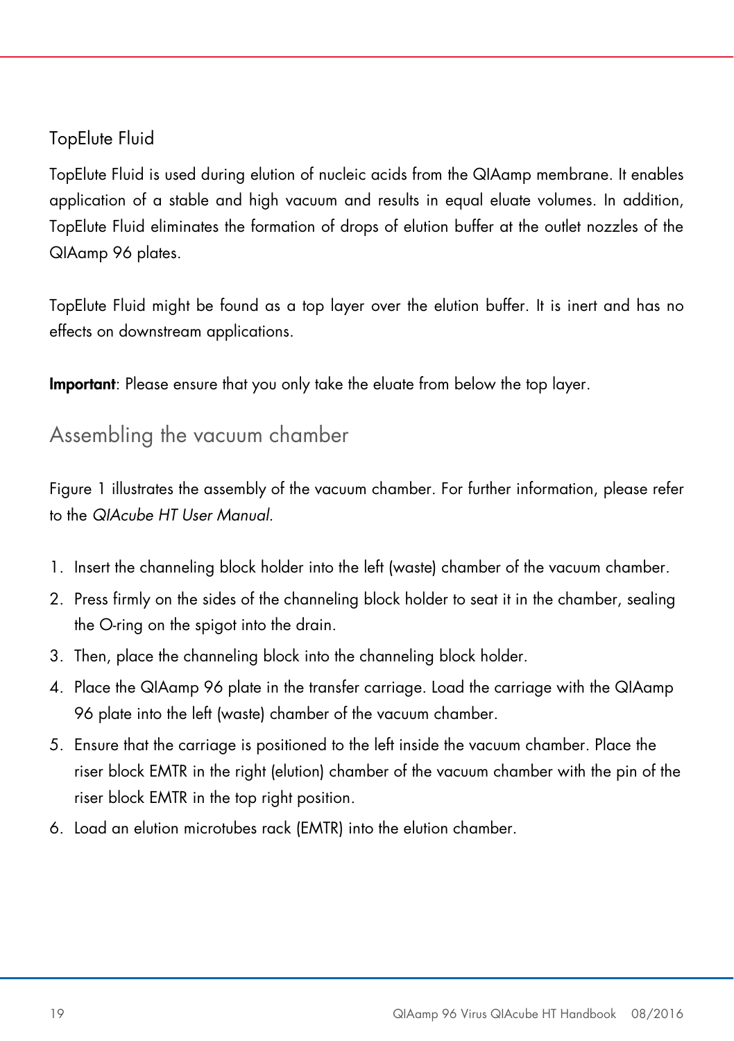### TopElute Fluid

TopElute Fluid is used during elution of nucleic acids from the QIAamp membrane. It enables application of a stable and high vacuum and results in equal eluate volumes. In addition, TopElute Fluid eliminates the formation of drops of elution buffer at the outlet nozzles of the QIAamp 96 plates.

TopElute Fluid might be found as a top layer over the elution buffer. It is inert and has no effects on downstream applications.

**Important**: Please ensure that you only take the eluate from below the top layer.

## Assembling the vacuum chamber

Figure 1 illustrates the assembly of the vacuum chamber. For further information, please refer to the *QIAcube HT User Manual*.

1. Insert the channeling block holder into the left (waste) chamber of the vacuum chamber.
2. Press firmly on the sides of the channeling block holder to seat it in the chamber, sealing the O-ring on the spigot into the drain.
3. Then, place the channeling block into the channeling block holder.
4. Place the QIAamp 96 plate in the transfer carriage. Load the carriage with the QIAamp 96 plate into the left (waste) chamber of the vacuum chamber.
5. Ensure that the carriage is positioned to the left inside the vacuum chamber. Place the riser block EMTR in the right (elution) chamber of the vacuum chamber with the pin of the riser block EMTR in the top right position.
6. Load an elution microtubes rack (EMTR) into the elution chamber.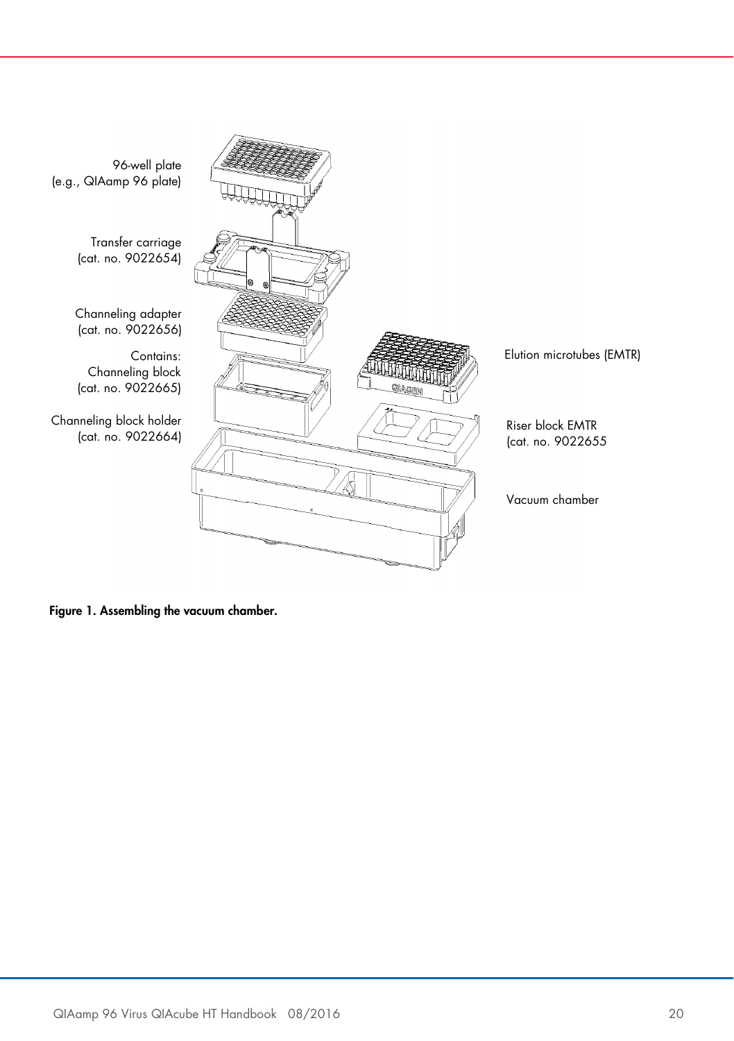96-well plate
(e.g., QIAamp 96 plate)

Transfer carriage
(cat. no. 9022654)

Channeling adapter
(cat. no. 9022656)

Contains:
Channeling block
(cat. no. 9022665)

Channeling block holder
(cat. no. 9022664)

Elution microtubes (EMTR)

Riser block EMTR
(cat. no. 9022655

Vacuum chamber

**Figure 1. Assembling the vacuum chamber.**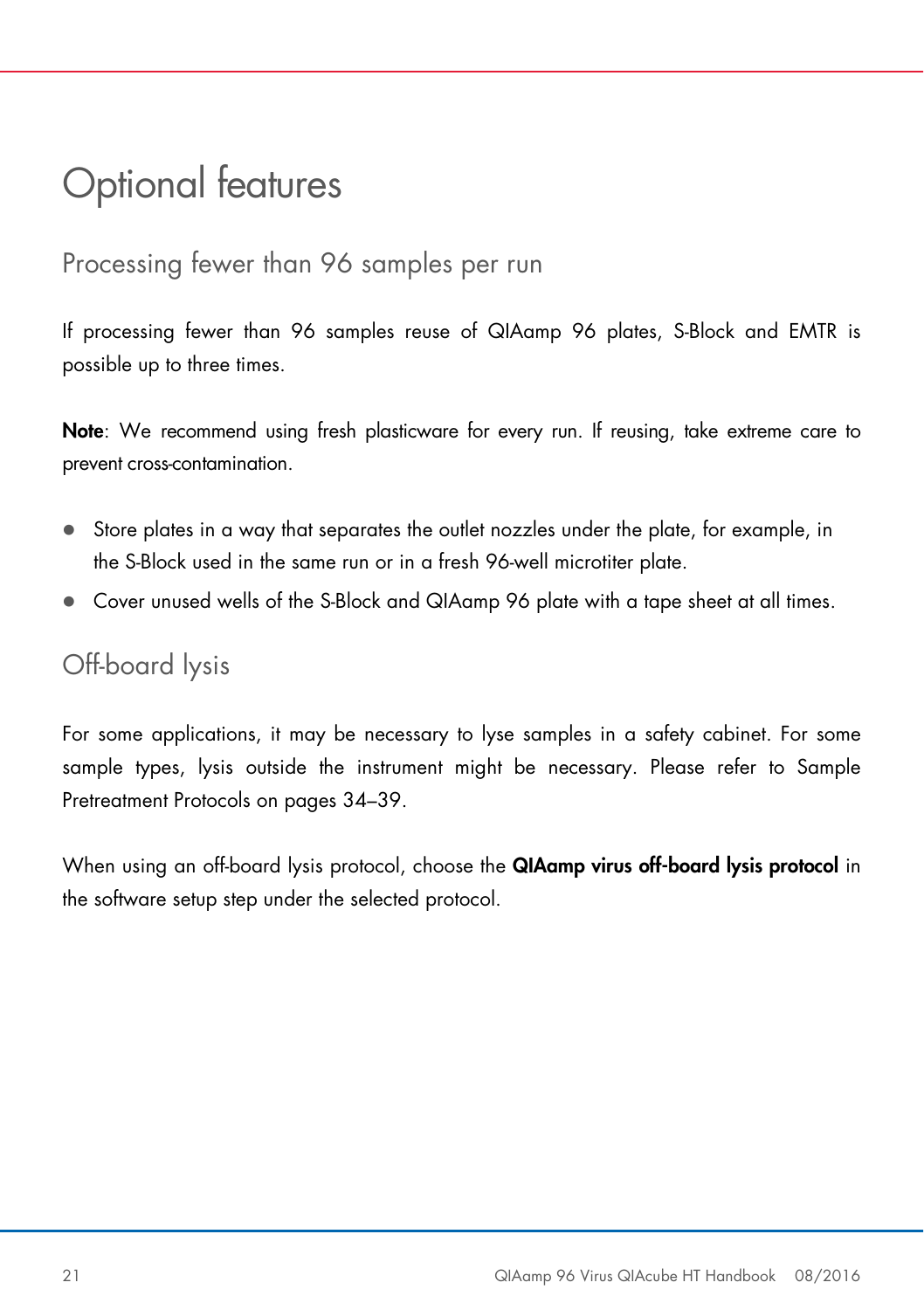# Optional features

## Processing fewer than 96 samples per run

If processing fewer than 96 samples reuse of QIAamp 96 plates, S-Block and EMTR is possible up to three times.

**Note**: We recommend using fresh plasticware for every run. If reusing, take extreme care to prevent cross-contamination.

- Store plates in a way that separates the outlet nozzles under the plate, for example, in the S-Block used in the same run or in a fresh 96-well microtiter plate.
- Cover unused wells of the S-Block and QIAamp 96 plate with a tape sheet at all times.

## Off-board lysis

For some applications, it may be necessary to lyse samples in a safety cabinet. For some sample types, lysis outside the instrument might be necessary. Please refer to Sample Pretreatment Protocols on pages 34–39.

When using an off-board lysis protocol, choose the **QIAamp virus off-board lysis protocol** in the software setup step under the selected protocol.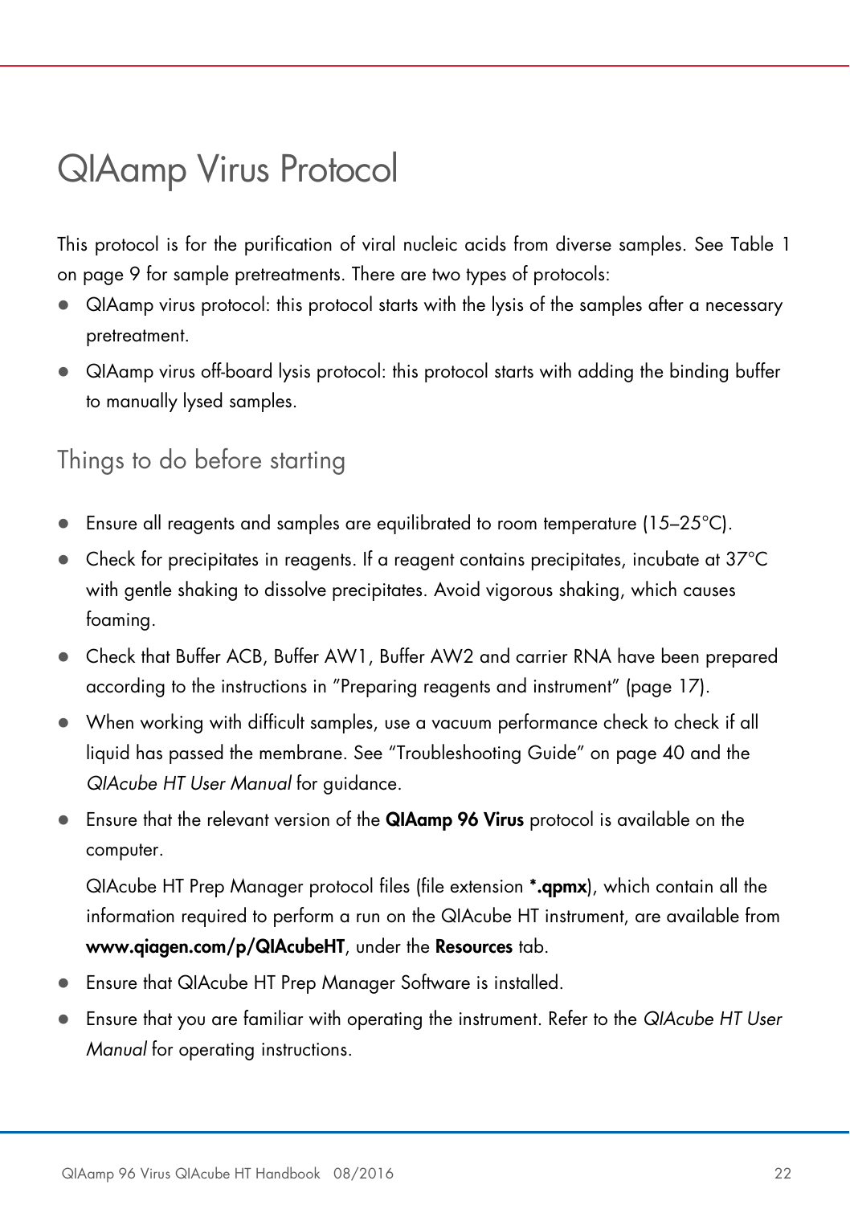# QIAamp Virus Protocol

This protocol is for the purification of viral nucleic acids from diverse samples. See Table 1 on page 9 for sample pretreatments. There are two types of protocols:

- QIAamp virus protocol: this protocol starts with the lysis of the samples after a necessary pretreatment.
- QIAamp virus off-board lysis protocol: this protocol starts with adding the binding buffer to manually lysed samples.

## Things to do before starting

- Ensure all reagents and samples are equilibrated to room temperature (15–25°C).
- Check for precipitates in reagents. If a reagent contains precipitates, incubate at 37°C with gentle shaking to dissolve precipitates. Avoid vigorous shaking, which causes foaming.
- Check that Buffer ACB, Buffer AW1, Buffer AW2 and carrier RNA have been prepared according to the instructions in "Preparing reagents and instrument" (page 17).
- When working with difficult samples, use a vacuum performance check to check if all liquid has passed the membrane. See "Troubleshooting Guide" on page 40 and the *QIAcube HT User Manual* for guidance.
- Ensure that the relevant version of the **QIAamp 96 Virus** protocol is available on the computer.

  QIAcube HT Prep Manager protocol files (file extension ***.qpmx**), which contain all the information required to perform a run on the QIAcube HT instrument, are available from **www.qiagen.com/p/QIAcubeHT**, under the **Resources** tab.
- Ensure that QIAcube HT Prep Manager Software is installed.
- Ensure that you are familiar with operating the instrument. Refer to the *QIAcube HT User Manual* for operating instructions.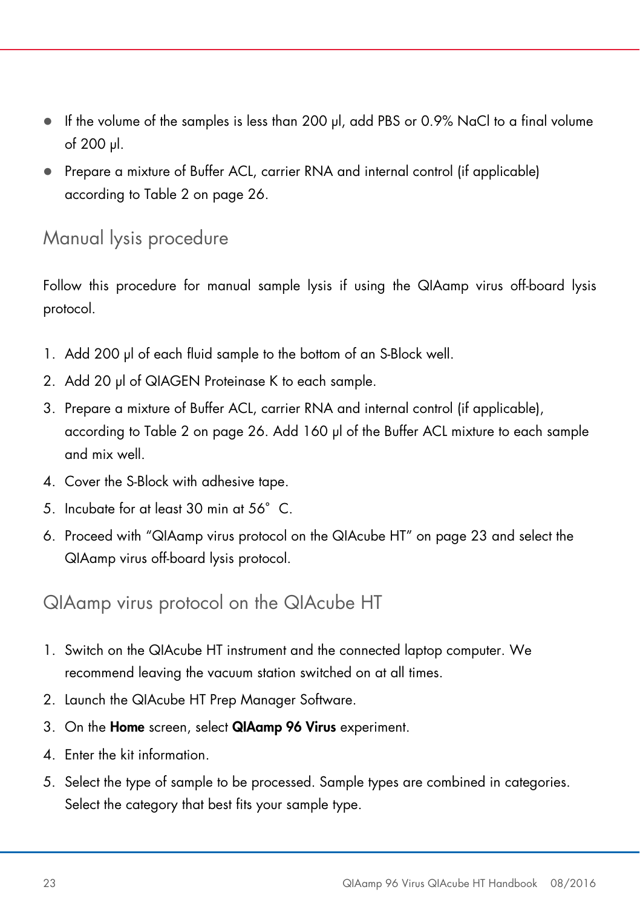- If the volume of the samples is less than 200 µl, add PBS or 0.9% NaCl to a final volume of 200 µl.
- Prepare a mixture of Buffer ACL, carrier RNA and internal control (if applicable) according to Table 2 on page 26.

## Manual lysis procedure

Follow this procedure for manual sample lysis if using the QIAamp virus off-board lysis protocol.

1. Add 200 µl of each fluid sample to the bottom of an S-Block well.
2. Add 20 µl of QIAGEN Proteinase K to each sample.
3. Prepare a mixture of Buffer ACL, carrier RNA and internal control (if applicable), according to Table 2 on page 26. Add 160 µl of the Buffer ACL mixture to each sample and mix well.
4. Cover the S-Block with adhesive tape.
5. Incubate for at least 30 min at 56° C.
6. Proceed with "QIAamp virus protocol on the QIAcube HT" on page 23 and select the QIAamp virus off-board lysis protocol.

## QIAamp virus protocol on the QIAcube HT

1. Switch on the QIAcube HT instrument and the connected laptop computer. We recommend leaving the vacuum station switched on at all times.
2. Launch the QIAcube HT Prep Manager Software.
3. On the **Home** screen, select **QIAamp 96 Virus** experiment.
4. Enter the kit information.
5. Select the type of sample to be processed. Sample types are combined in categories. Select the category that best fits your sample type.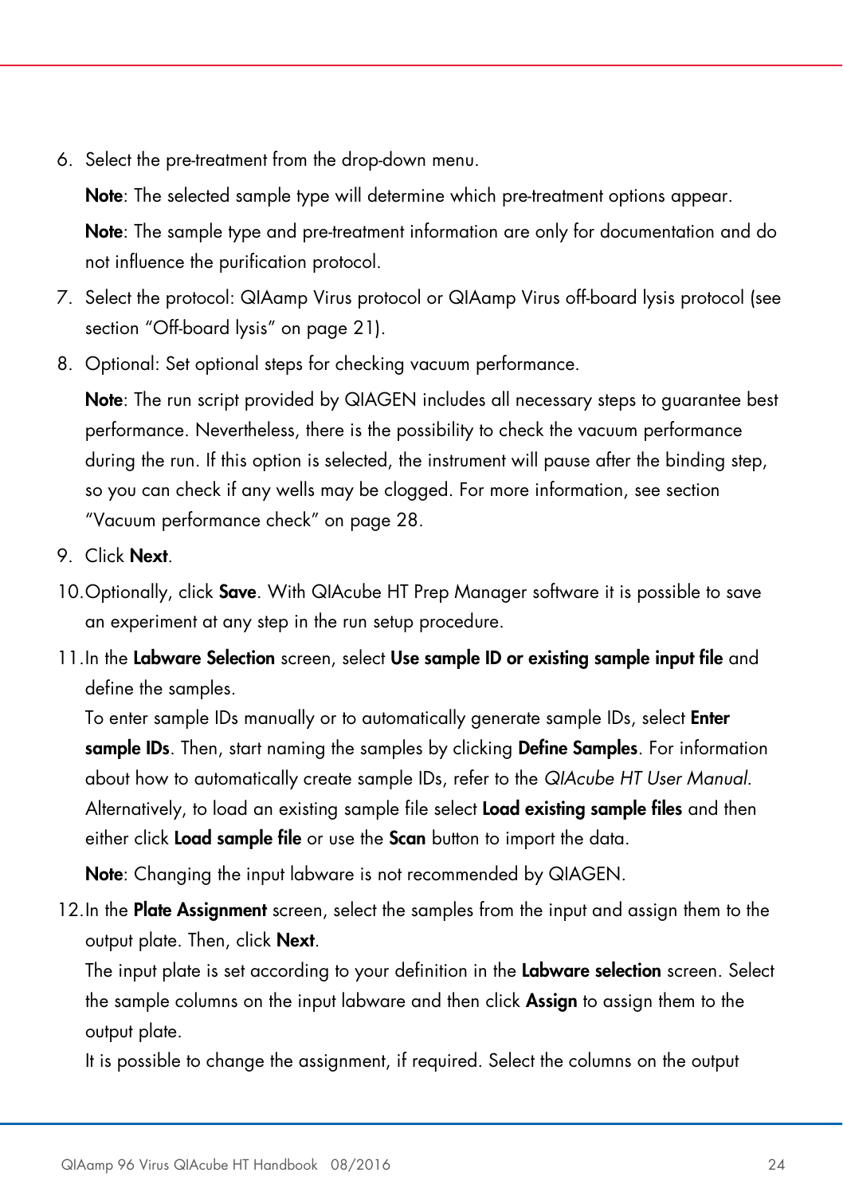6. Select the pre-treatment from the drop-down menu.

   **Note**: The selected sample type will determine which pre-treatment options appear.

   **Note**: The sample type and pre-treatment information are only for documentation and do not influence the purification protocol.

7. Select the protocol: QIAamp Virus protocol or QIAamp Virus off-board lysis protocol (see section "Off-board lysis" on page 21).

8. Optional: Set optional steps for checking vacuum performance.

   **Note**: The run script provided by QIAGEN includes all necessary steps to guarantee best performance. Nevertheless, there is the possibility to check the vacuum performance during the run. If this option is selected, the instrument will pause after the binding step, so you can check if any wells may be clogged. For more information, see section "Vacuum performance check" on page 28.

9. Click **Next**.

10. Optionally, click **Save**. With QIAcube HT Prep Manager software it is possible to save an experiment at any step in the run setup procedure.

11. In the **Labware Selection** screen, select **Use sample ID or existing sample input file** and define the samples.
    To enter sample IDs manually or to automatically generate sample IDs, select **Enter sample IDs**. Then, start naming the samples by clicking **Define Samples**. For information about how to automatically create sample IDs, refer to the *QIAcube HT User Manual*.
    Alternatively, to load an existing sample file select **Load existing sample files** and then either click **Load sample file** or use the **Scan** button to import the data.

    **Note**: Changing the input labware is not recommended by QIAGEN.

12. In the **Plate Assignment** screen, select the samples from the input and assign them to the output plate. Then, click **Next**.
    The input plate is set according to your definition in the **Labware selection** screen. Select the sample columns on the input labware and then click **Assign** to assign them to the output plate.
    It is possible to change the assignment, if required. Select the columns on the output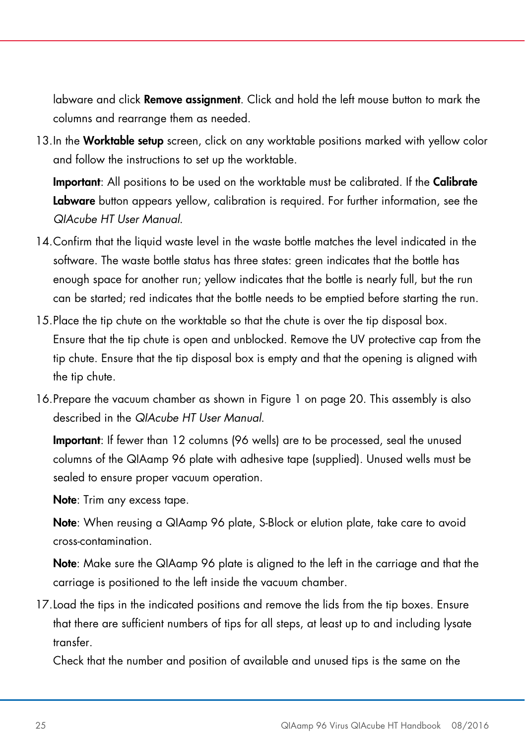labware and click **Remove assignment**. Click and hold the left mouse button to mark the columns and rearrange them as needed.

13. In the **Worktable setup** screen, click on any worktable positions marked with yellow color and follow the instructions to set up the worktable.

    **Important**: All positions to be used on the worktable must be calibrated. If the **Calibrate Labware** button appears yellow, calibration is required. For further information, see the *QIAcube HT User Manual*.

14. Confirm that the liquid waste level in the waste bottle matches the level indicated in the software. The waste bottle status has three states: green indicates that the bottle has enough space for another run; yellow indicates that the bottle is nearly full, but the run can be started; red indicates that the bottle needs to be emptied before starting the run.

15. Place the tip chute on the worktable so that the chute is over the tip disposal box. Ensure that the tip chute is open and unblocked. Remove the UV protective cap from the tip chute. Ensure that the tip disposal box is empty and that the opening is aligned with the tip chute.

16. Prepare the vacuum chamber as shown in Figure 1 on page 20. This assembly is also described in the *QIAcube HT User Manual*.

    **Important**: If fewer than 12 columns (96 wells) are to be processed, seal the unused columns of the QIAamp 96 plate with adhesive tape (supplied). Unused wells must be sealed to ensure proper vacuum operation.

    **Note**: Trim any excess tape.

    **Note**: When reusing a QIAamp 96 plate, S-Block or elution plate, take care to avoid cross-contamination.

    **Note**: Make sure the QIAamp 96 plate is aligned to the left in the carriage and that the carriage is positioned to the left inside the vacuum chamber.

17. Load the tips in the indicated positions and remove the lids from the tip boxes. Ensure that there are sufficient numbers of tips for all steps, at least up to and including lysate transfer.

    Check that the number and position of available and unused tips is the same on the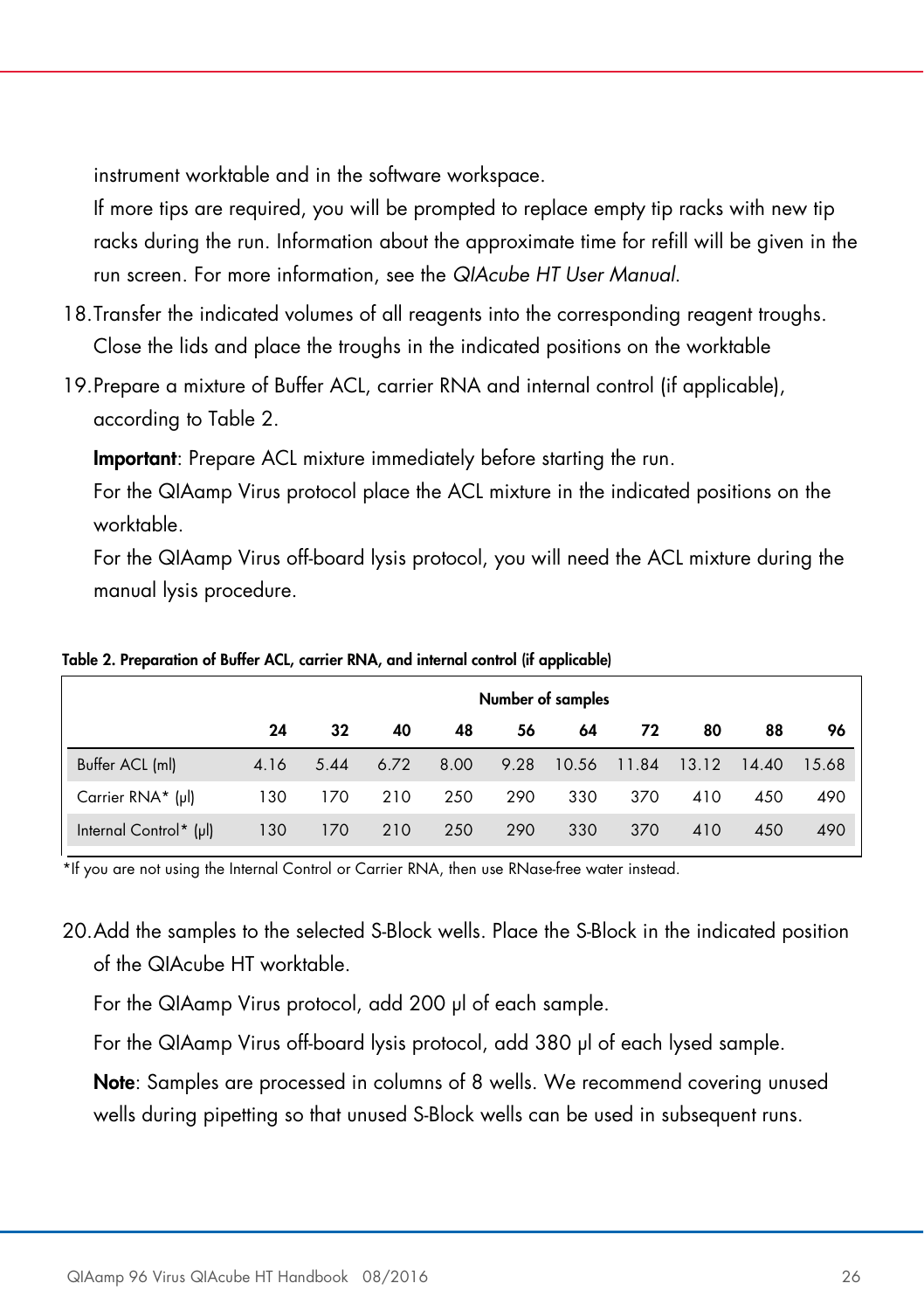instrument worktable and in the software workspace.

If more tips are required, you will be prompted to replace empty tip racks with new tip racks during the run. Information about the approximate time for refill will be given in the run screen. For more information, see the *QIAcube HT User Manual*.

18. Transfer the indicated volumes of all reagents into the corresponding reagent troughs. Close the lids and place the troughs in the indicated positions on the worktable

19. Prepare a mixture of Buffer ACL, carrier RNA and internal control (if applicable), according to Table 2.

    **Important**: Prepare ACL mixture immediately before starting the run.

    For the QIAamp Virus protocol place the ACL mixture in the indicated positions on the worktable.

    For the QIAamp Virus off-board lysis protocol, you will need the ACL mixture during the manual lysis procedure.

**Table 2. Preparation of Buffer ACL, carrier RNA, and internal control (if applicable)**

| | Number of samples | | | | | | | | | |
|---|---|---|---|---|---|---|---|---|---|---|
| | **24** | **32** | **40** | **48** | **56** | **64** | **72** | **80** | **88** | **96** |
| Buffer ACL (ml) | 4.16 | 5.44 | 6.72 | 8.00 | 9.28 | 10.56 | 11.84 | 13.12 | 14.40 | 15.68 |
| Carrier RNA* (µl) | 130 | 170 | 210 | 250 | 290 | 330 | 370 | 410 | 450 | 490 |
| Internal Control* (µl) | 130 | 170 | 210 | 250 | 290 | 330 | 370 | 410 | 450 | 490 |

*If you are not using the Internal Control or Carrier RNA, then use RNase-free water instead.

20. Add the samples to the selected S-Block wells. Place the S-Block in the indicated position of the QIAcube HT worktable.

    For the QIAamp Virus protocol, add 200 µl of each sample.

    For the QIAamp Virus off-board lysis protocol, add 380 µl of each lysed sample.

    **Note**: Samples are processed in columns of 8 wells. We recommend covering unused wells during pipetting so that unused S-Block wells can be used in subsequent runs.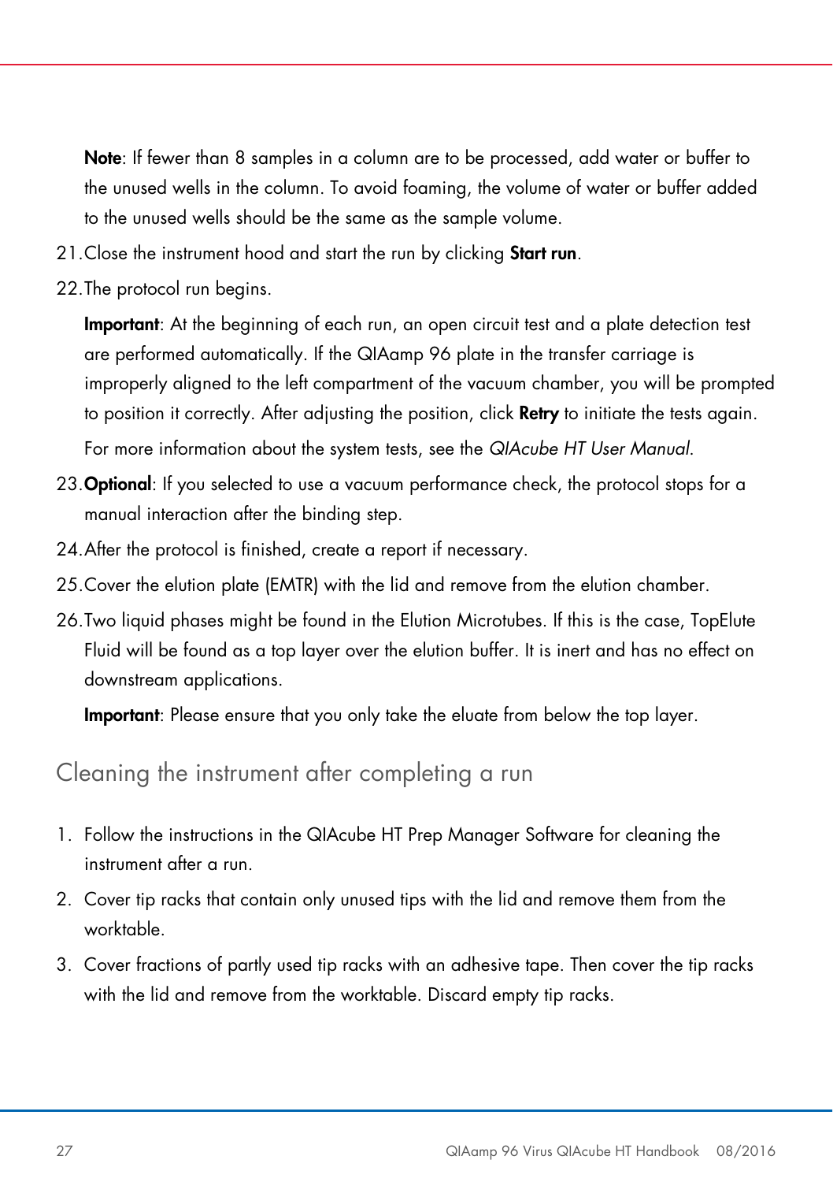**Note**: If fewer than 8 samples in a column are to be processed, add water or buffer to the unused wells in the column. To avoid foaming, the volume of water or buffer added to the unused wells should be the same as the sample volume.

21. Close the instrument hood and start the run by clicking **Start run**.
22. The protocol run begins.

    **Important**: At the beginning of each run, an open circuit test and a plate detection test are performed automatically. If the QIAamp 96 plate in the transfer carriage is improperly aligned to the left compartment of the vacuum chamber, you will be prompted to position it correctly. After adjusting the position, click **Retry** to initiate the tests again.

    For more information about the system tests, see the *QIAcube HT User Manual*.

23. **Optional**: If you selected to use a vacuum performance check, the protocol stops for a manual interaction after the binding step.
24. After the protocol is finished, create a report if necessary.
25. Cover the elution plate (EMTR) with the lid and remove from the elution chamber.
26. Two liquid phases might be found in the Elution Microtubes. If this is the case, TopElute Fluid will be found as a top layer over the elution buffer. It is inert and has no effect on downstream applications.

    **Important**: Please ensure that you only take the eluate from below the top layer.

## Cleaning the instrument after completing a run

1. Follow the instructions in the QIAcube HT Prep Manager Software for cleaning the instrument after a run.
2. Cover tip racks that contain only unused tips with the lid and remove them from the worktable.
3. Cover fractions of partly used tip racks with an adhesive tape. Then cover the tip racks with the lid and remove from the worktable. Discard empty tip racks.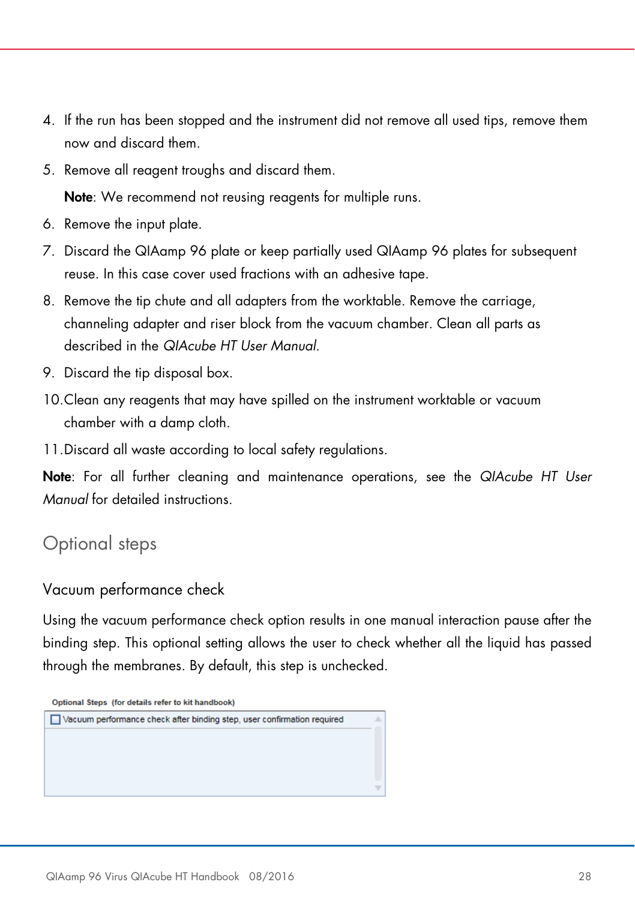4. If the run has been stopped and the instrument did not remove all used tips, remove them now and discard them.
5. Remove all reagent troughs and discard them.

   **Note**: We recommend not reusing reagents for multiple runs.
6. Remove the input plate.
7. Discard the QIAamp 96 plate or keep partially used QIAamp 96 plates for subsequent reuse. In this case cover used fractions with an adhesive tape.
8. Remove the tip chute and all adapters from the worktable. Remove the carriage, channeling adapter and riser block from the vacuum chamber. Clean all parts as described in the *QIAcube HT User Manual*.
9. Discard the tip disposal box.
10. Clean any reagents that may have spilled on the instrument worktable or vacuum chamber with a damp cloth.
11. Discard all waste according to local safety regulations.

**Note**: For all further cleaning and maintenance operations, see the *QIAcube HT User Manual* for detailed instructions.

## Optional steps

### Vacuum performance check

Using the vacuum performance check option results in one manual interaction pause after the binding step. This optional setting allows the user to check whether all the liquid has passed through the membranes. By default, this step is unchecked.

**Optional Steps** (for details refer to kit handbook)

☐ Vacuum performance check after binding step, user confirmation required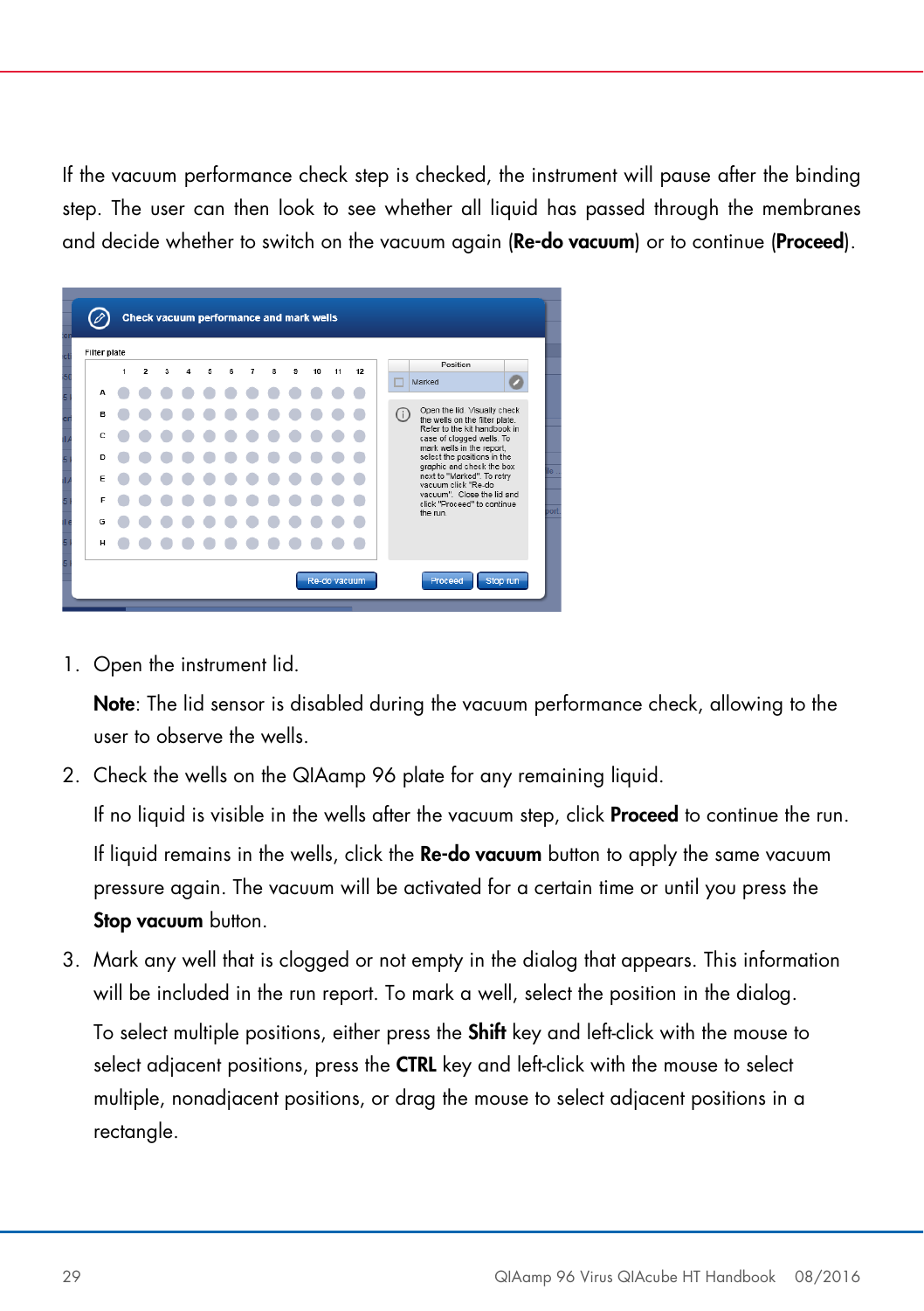If the vacuum performance check step is checked, the instrument will pause after the binding step. The user can then look to see whether all liquid has passed through the membranes and decide whether to switch on the vacuum again (**Re-do vacuum**) or to continue (**Proceed**).

1. Open the instrument lid.

   **Note**: The lid sensor is disabled during the vacuum performance check, allowing to the user to observe the wells.

2. Check the wells on the QIAamp 96 plate for any remaining liquid.

   If no liquid is visible in the wells after the vacuum step, click **Proceed** to continue the run.

   If liquid remains in the wells, click the **Re-do vacuum** button to apply the same vacuum pressure again. The vacuum will be activated for a certain time or until you press the **Stop vacuum** button.

3. Mark any well that is clogged or not empty in the dialog that appears. This information will be included in the run report. To mark a well, select the position in the dialog.

   To select multiple positions, either press the **Shift** key and left-click with the mouse to select adjacent positions, press the **CTRL** key and left-click with the mouse to select multiple, nonadjacent positions, or drag the mouse to select adjacent positions in a rectangle.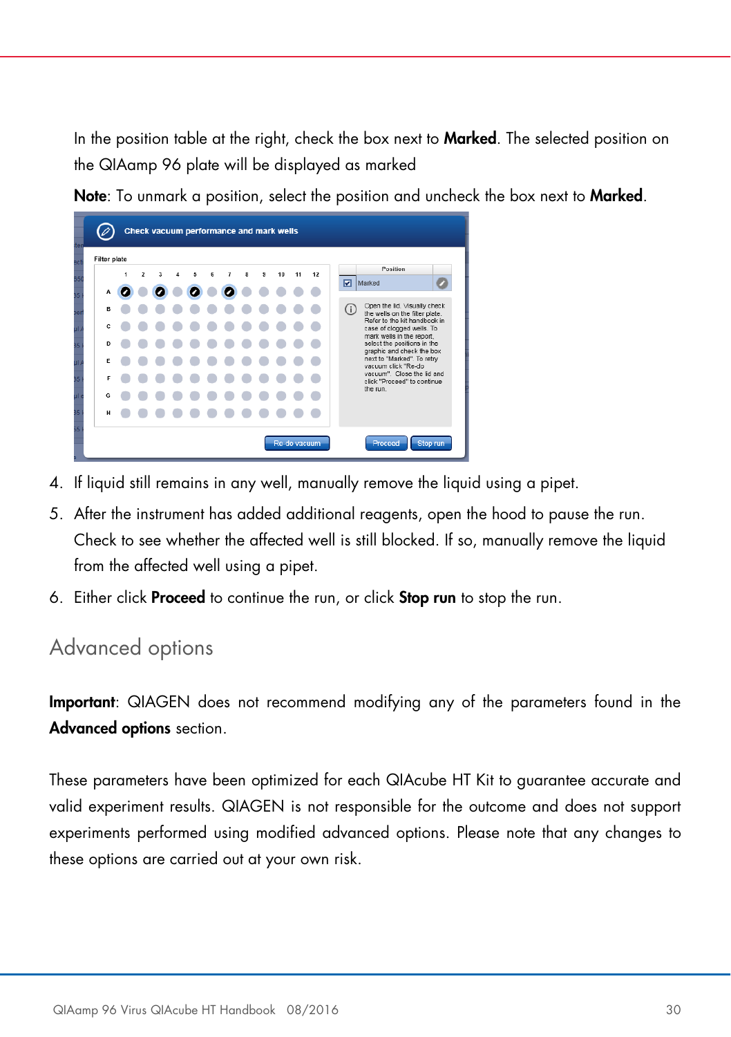In the position table at the right, check the box next to **Marked**. The selected position on the QIAamp 96 plate will be displayed as marked

**Note**: To unmark a position, select the position and uncheck the box next to **Marked**.

4. If liquid still remains in any well, manually remove the liquid using a pipet.
5. After the instrument has added additional reagents, open the hood to pause the run. Check to see whether the affected well is still blocked. If so, manually remove the liquid from the affected well using a pipet.
6. Either click **Proceed** to continue the run, or click **Stop run** to stop the run.

## Advanced options

**Important**: QIAGEN does not recommend modifying any of the parameters found in the **Advanced options** section.

These parameters have been optimized for each QIAcube HT Kit to guarantee accurate and valid experiment results. QIAGEN is not responsible for the outcome and does not support experiments performed using modified advanced options. Please note that any changes to these options are carried out at your own risk.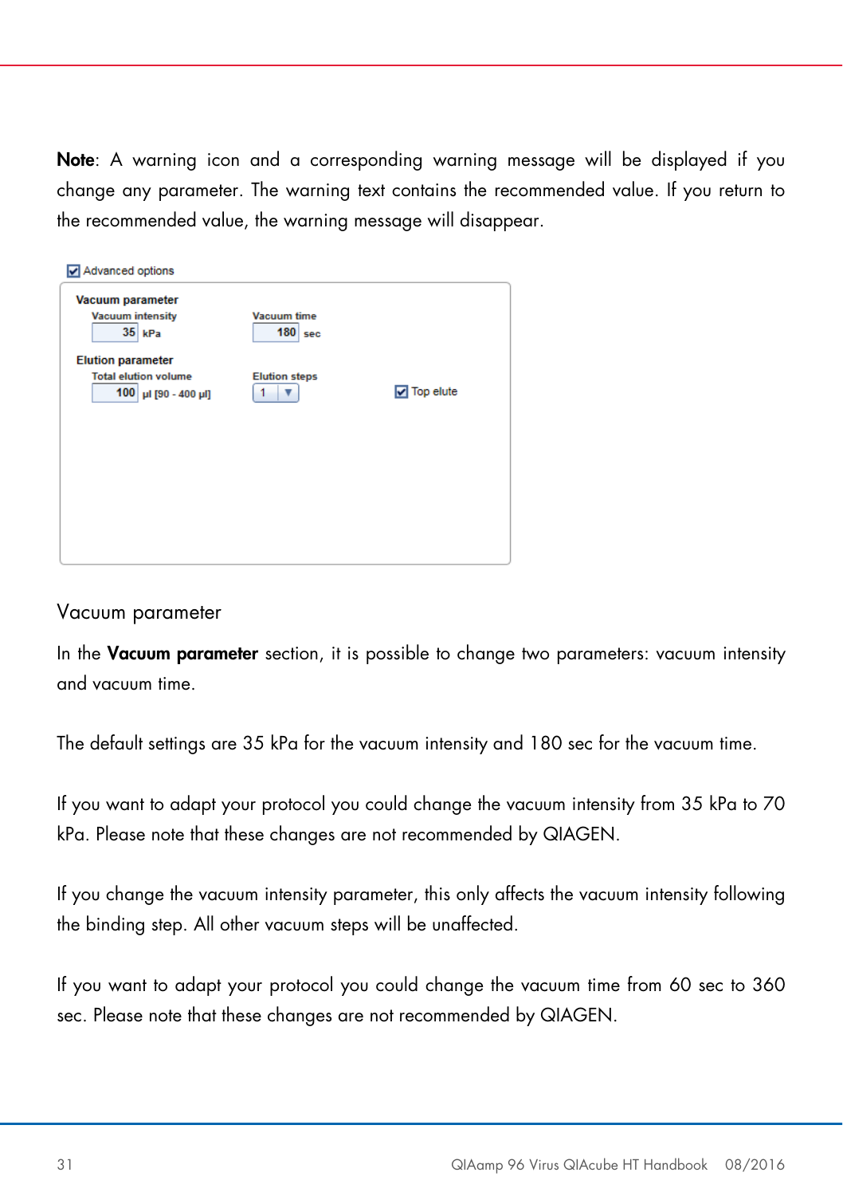**Note**: A warning icon and a corresponding warning message will be displayed if you change any parameter. The warning text contains the recommended value. If you return to the recommended value, the warning message will disappear.

## Vacuum parameter

In the **Vacuum parameter** section, it is possible to change two parameters: vacuum intensity and vacuum time.

The default settings are 35 kPa for the vacuum intensity and 180 sec for the vacuum time.

If you want to adapt your protocol you could change the vacuum intensity from 35 kPa to 70 kPa. Please note that these changes are not recommended by QIAGEN.

If you change the vacuum intensity parameter, this only affects the vacuum intensity following the binding step. All other vacuum steps will be unaffected.

If you want to adapt your protocol you could change the vacuum time from 60 sec to 360 sec. Please note that these changes are not recommended by QIAGEN.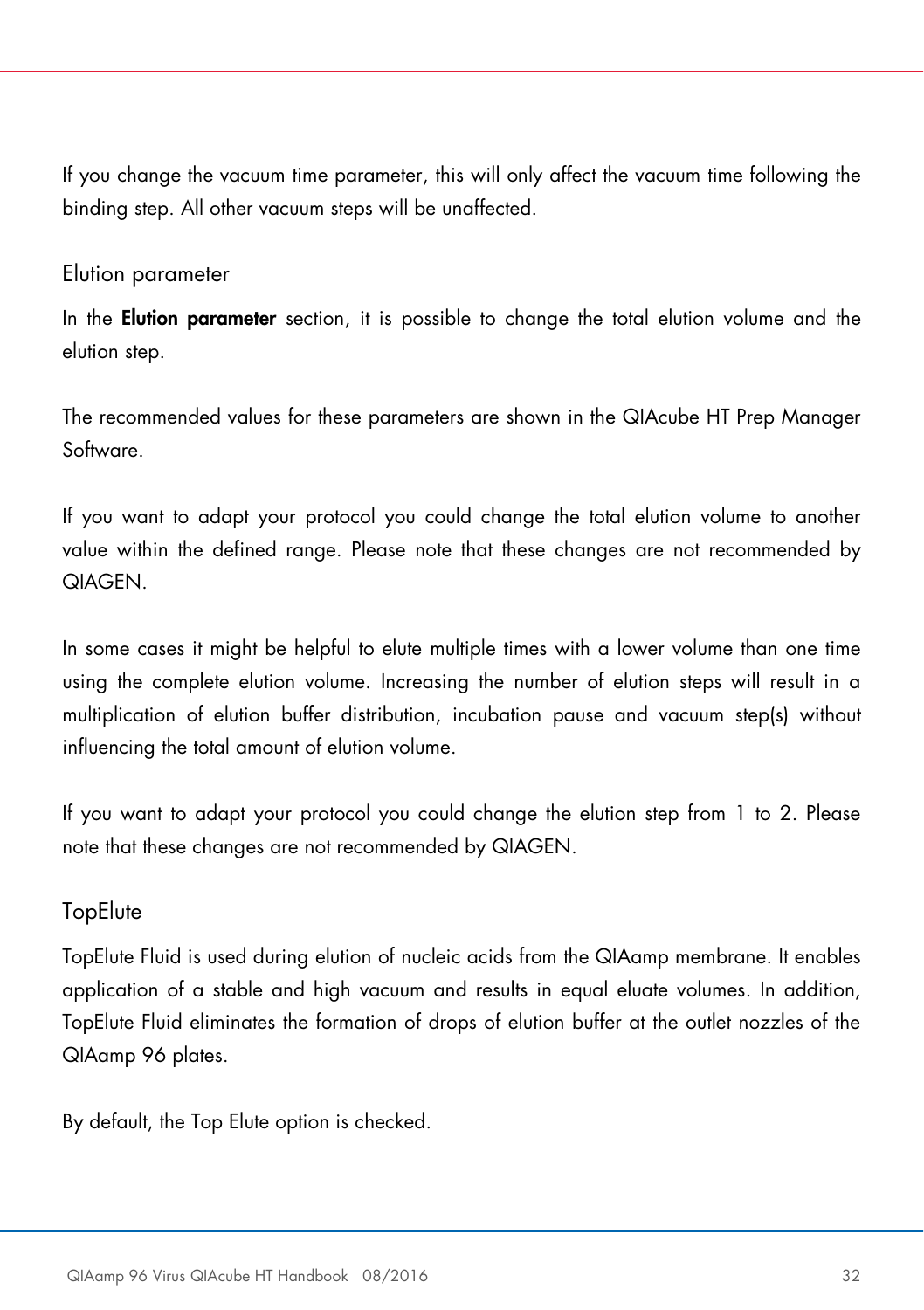If you change the vacuum time parameter, this will only affect the vacuum time following the binding step. All other vacuum steps will be unaffected.

### Elution parameter

In the **Elution parameter** section, it is possible to change the total elution volume and the elution step.

The recommended values for these parameters are shown in the QIAcube HT Prep Manager Software.

If you want to adapt your protocol you could change the total elution volume to another value within the defined range. Please note that these changes are not recommended by QIAGEN.

In some cases it might be helpful to elute multiple times with a lower volume than one time using the complete elution volume. Increasing the number of elution steps will result in a multiplication of elution buffer distribution, incubation pause and vacuum step(s) without influencing the total amount of elution volume.

If you want to adapt your protocol you could change the elution step from 1 to 2. Please note that these changes are not recommended by QIAGEN.

### TopElute

TopElute Fluid is used during elution of nucleic acids from the QIAamp membrane. It enables application of a stable and high vacuum and results in equal eluate volumes. In addition, TopElute Fluid eliminates the formation of drops of elution buffer at the outlet nozzles of the QIAamp 96 plates.

By default, the Top Elute option is checked.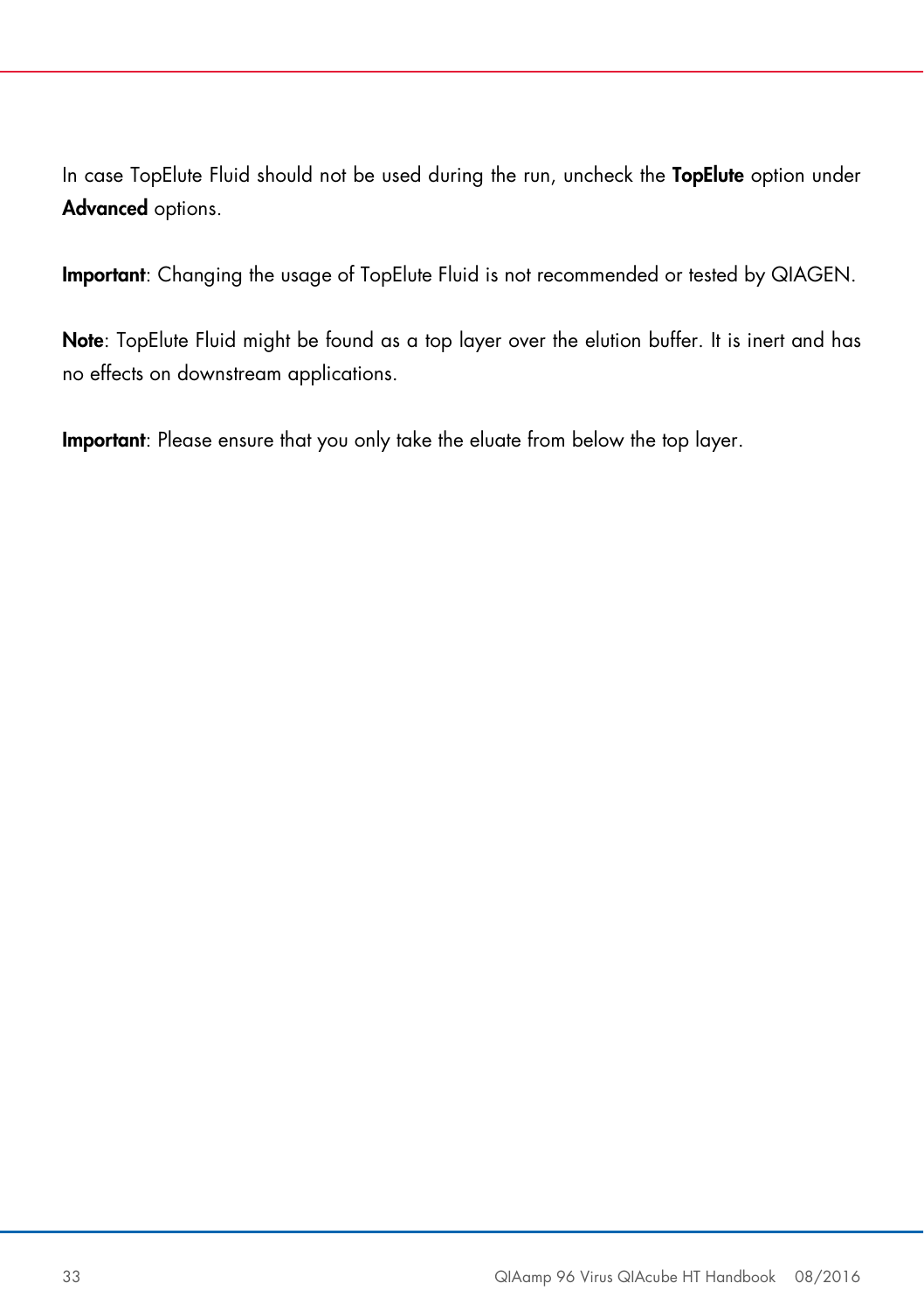In case TopElute Fluid should not be used during the run, uncheck the **TopElute** option under **Advanced** options.

**Important**: Changing the usage of TopElute Fluid is not recommended or tested by QIAGEN.

**Note**: TopElute Fluid might be found as a top layer over the elution buffer. It is inert and has no effects on downstream applications.

**Important**: Please ensure that you only take the eluate from below the top layer.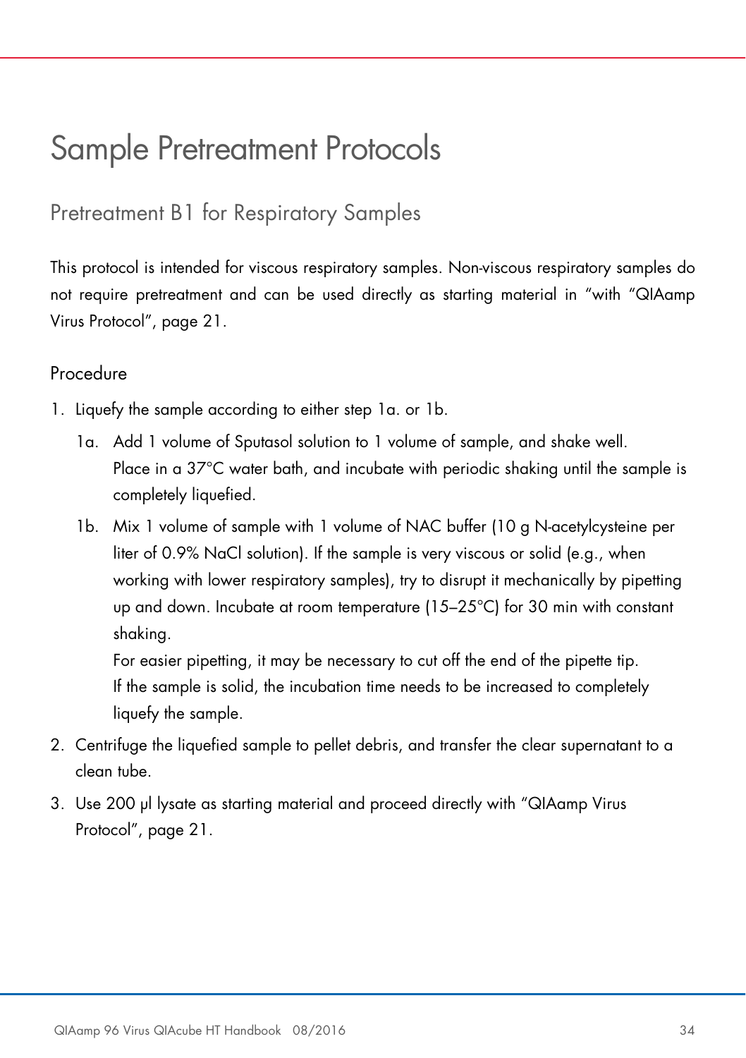# Sample Pretreatment Protocols

## Pretreatment B1 for Respiratory Samples

This protocol is intended for viscous respiratory samples. Non-viscous respiratory samples do not require pretreatment and can be used directly as starting material in "with "QIAamp Virus Protocol", page 21.

### Procedure

1. Liquefy the sample according to either step 1a. or 1b.

   1a. Add 1 volume of Sputasol solution to 1 volume of sample, and shake well.
   Place in a 37°C water bath, and incubate with periodic shaking until the sample is completely liquefied.

   1b. Mix 1 volume of sample with 1 volume of NAC buffer (10 g N-acetylcysteine per liter of 0.9% NaCl solution). If the sample is very viscous or solid (e.g., when working with lower respiratory samples), try to disrupt it mechanically by pipetting up and down. Incubate at room temperature (15–25°C) for 30 min with constant shaking.
   For easier pipetting, it may be necessary to cut off the end of the pipette tip.
   If the sample is solid, the incubation time needs to be increased to completely liquefy the sample.

2. Centrifuge the liquefied sample to pellet debris, and transfer the clear supernatant to a clean tube.

3. Use 200 µl lysate as starting material and proceed directly with "QIAamp Virus Protocol", page 21.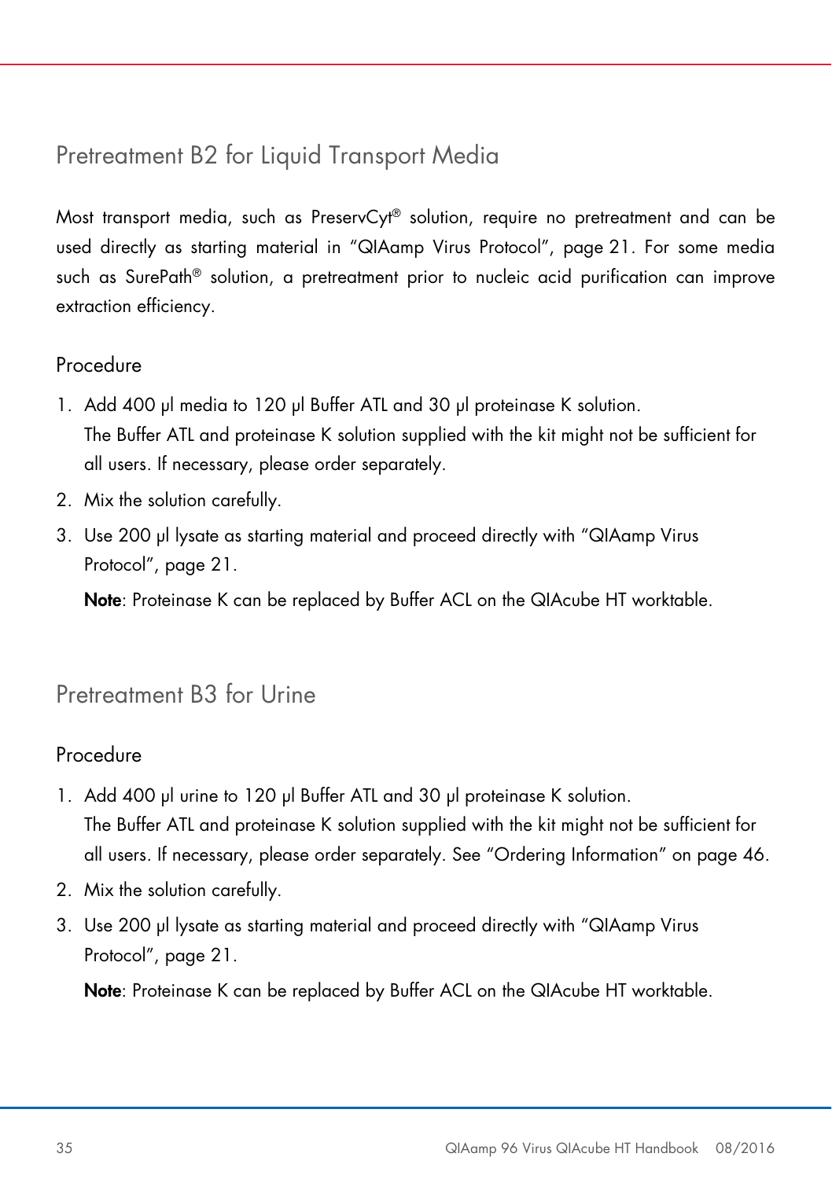## Pretreatment B2 for Liquid Transport Media

Most transport media, such as PreservCyt® solution, require no pretreatment and can be used directly as starting material in "QIAamp Virus Protocol", page 21. For some media such as SurePath® solution, a pretreatment prior to nucleic acid purification can improve extraction efficiency.

### Procedure

1. Add 400 µl media to 120 µl Buffer ATL and 30 µl proteinase K solution.
   The Buffer ATL and proteinase K solution supplied with the kit might not be sufficient for all users. If necessary, please order separately.
2. Mix the solution carefully.
3. Use 200 µl lysate as starting material and proceed directly with "QIAamp Virus Protocol", page 21.

   **Note**: Proteinase K can be replaced by Buffer ACL on the QIAcube HT worktable.

## Pretreatment B3 for Urine

### Procedure

1. Add 400 µl urine to 120 µl Buffer ATL and 30 µl proteinase K solution.
   The Buffer ATL and proteinase K solution supplied with the kit might not be sufficient for all users. If necessary, please order separately. See "Ordering Information" on page 46.
2. Mix the solution carefully.
3. Use 200 µl lysate as starting material and proceed directly with "QIAamp Virus Protocol", page 21.

   **Note**: Proteinase K can be replaced by Buffer ACL on the QIAcube HT worktable.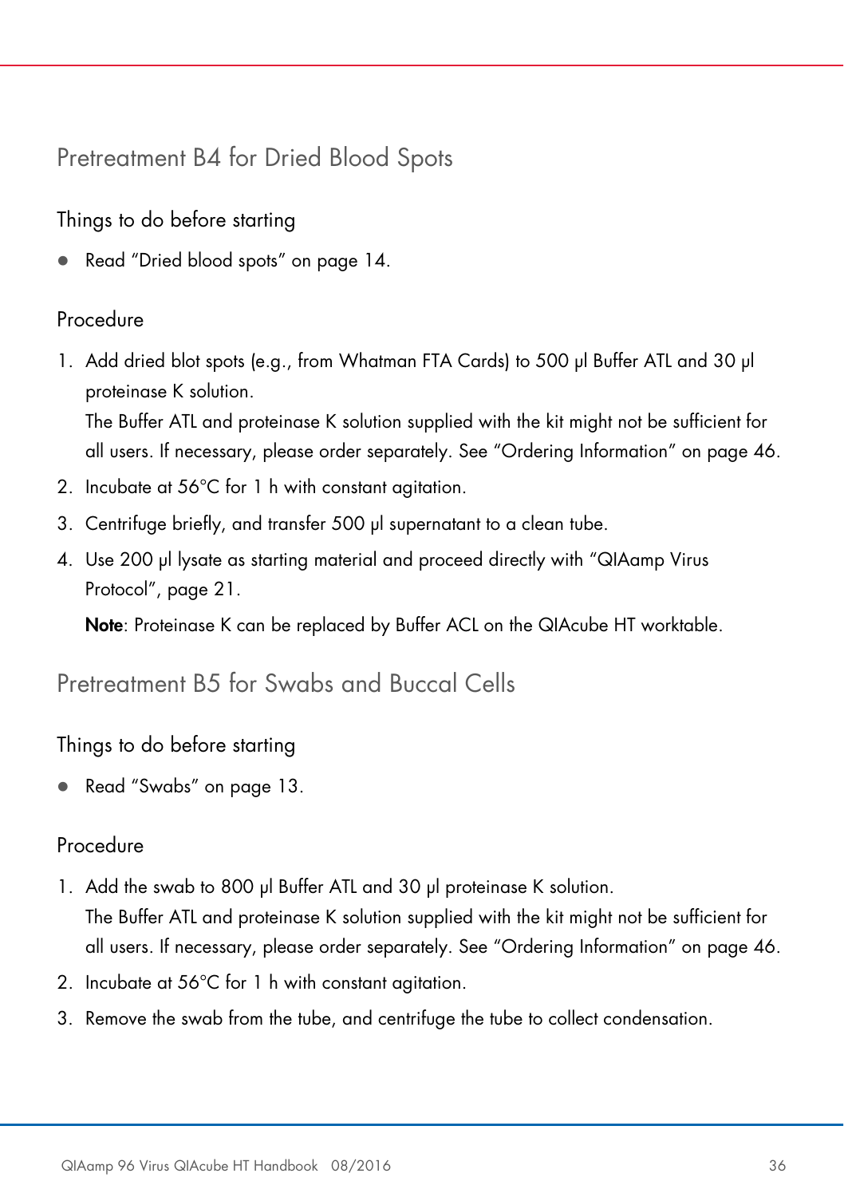## Pretreatment B4 for Dried Blood Spots

### Things to do before starting

- Read "Dried blood spots" on page 14.

### Procedure

1. Add dried blot spots (e.g., from Whatman FTA Cards) to 500 µl Buffer ATL and 30 µl proteinase K solution.
   The Buffer ATL and proteinase K solution supplied with the kit might not be sufficient for all users. If necessary, please order separately. See "Ordering Information" on page 46.
2. Incubate at 56°C for 1 h with constant agitation.
3. Centrifuge briefly, and transfer 500 µl supernatant to a clean tube.
4. Use 200 µl lysate as starting material and proceed directly with "QIAamp Virus Protocol", page 21.

   **Note**: Proteinase K can be replaced by Buffer ACL on the QIAcube HT worktable.

## Pretreatment B5 for Swabs and Buccal Cells

### Things to do before starting

- Read "Swabs" on page 13.

### Procedure

1. Add the swab to 800 µl Buffer ATL and 30 µl proteinase K solution.
   The Buffer ATL and proteinase K solution supplied with the kit might not be sufficient for all users. If necessary, please order separately. See "Ordering Information" on page 46.
2. Incubate at 56°C for 1 h with constant agitation.
3. Remove the swab from the tube, and centrifuge the tube to collect condensation.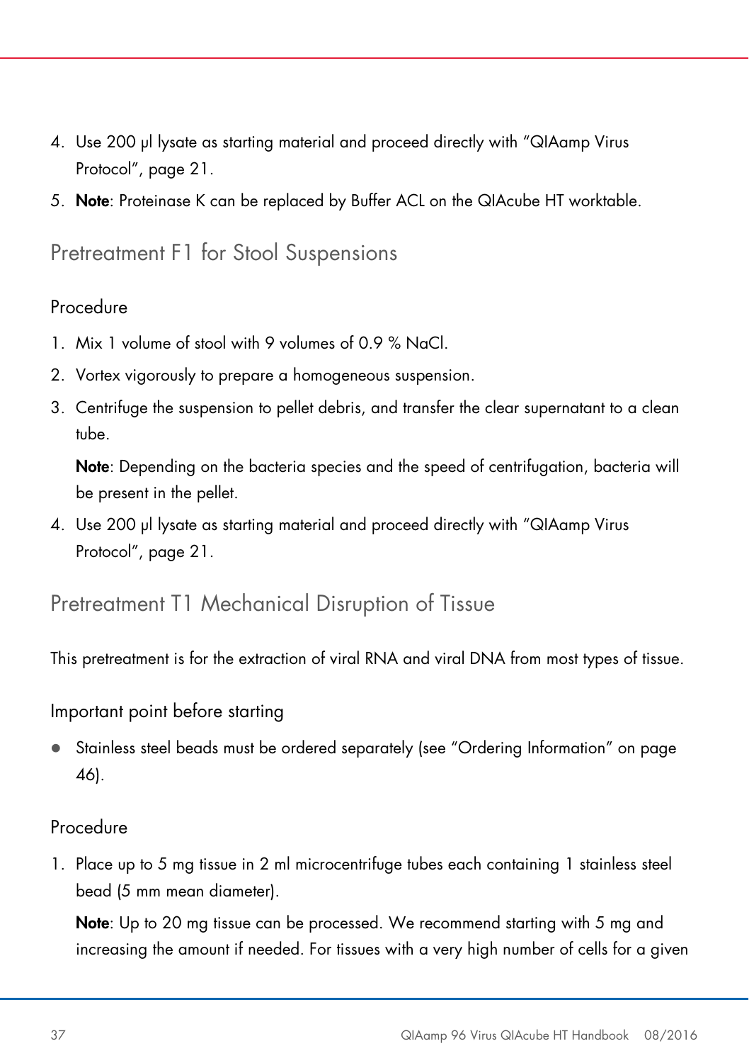4. Use 200 µl lysate as starting material and proceed directly with "QIAamp Virus Protocol", page 21.
5. **Note**: Proteinase K can be replaced by Buffer ACL on the QIAcube HT worktable.

## Pretreatment F1 for Stool Suspensions

### Procedure

1. Mix 1 volume of stool with 9 volumes of 0.9 % NaCl.
2. Vortex vigorously to prepare a homogeneous suspension.
3. Centrifuge the suspension to pellet debris, and transfer the clear supernatant to a clean tube.

   **Note**: Depending on the bacteria species and the speed of centrifugation, bacteria will be present in the pellet.
4. Use 200 µl lysate as starting material and proceed directly with "QIAamp Virus Protocol", page 21.

## Pretreatment T1 Mechanical Disruption of Tissue

This pretreatment is for the extraction of viral RNA and viral DNA from most types of tissue.

### Important point before starting

- Stainless steel beads must be ordered separately (see "Ordering Information" on page 46).

### Procedure

1. Place up to 5 mg tissue in 2 ml microcentrifuge tubes each containing 1 stainless steel bead (5 mm mean diameter).

   **Note**: Up to 20 mg tissue can be processed. We recommend starting with 5 mg and increasing the amount if needed. For tissues with a very high number of cells for a given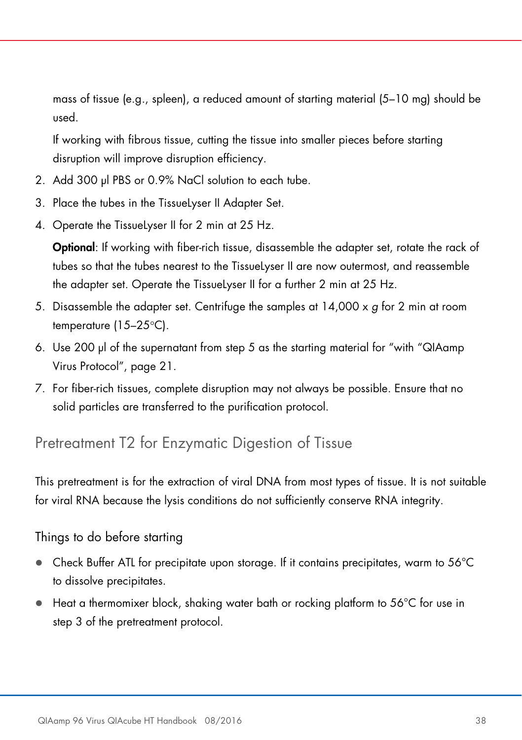mass of tissue (e.g., spleen), a reduced amount of starting material (5–10 mg) should be used.

If working with fibrous tissue, cutting the tissue into smaller pieces before starting disruption will improve disruption efficiency.

2. Add 300 µl PBS or 0.9% NaCl solution to each tube.
3. Place the tubes in the TissueLyser II Adapter Set.
4. Operate the TissueLyser II for 2 min at 25 Hz.

   **Optional**: If working with fiber-rich tissue, disassemble the adapter set, rotate the rack of tubes so that the tubes nearest to the TissueLyser II are now outermost, and reassemble the adapter set. Operate the TissueLyser II for a further 2 min at 25 Hz.
5. Disassemble the adapter set. Centrifuge the samples at 14,000 x *g* for 2 min at room temperature (15–25°C).
6. Use 200 µl of the supernatant from step 5 as the starting material for "with "QIAamp Virus Protocol", page 21.
7. For fiber-rich tissues, complete disruption may not always be possible. Ensure that no solid particles are transferred to the purification protocol.

## Pretreatment T2 for Enzymatic Digestion of Tissue

This pretreatment is for the extraction of viral DNA from most types of tissue. It is not suitable for viral RNA because the lysis conditions do not sufficiently conserve RNA integrity.

### Things to do before starting

- Check Buffer ATL for precipitate upon storage. If it contains precipitates, warm to 56°C to dissolve precipitates.
- Heat a thermomixer block, shaking water bath or rocking platform to 56°C for use in step 3 of the pretreatment protocol.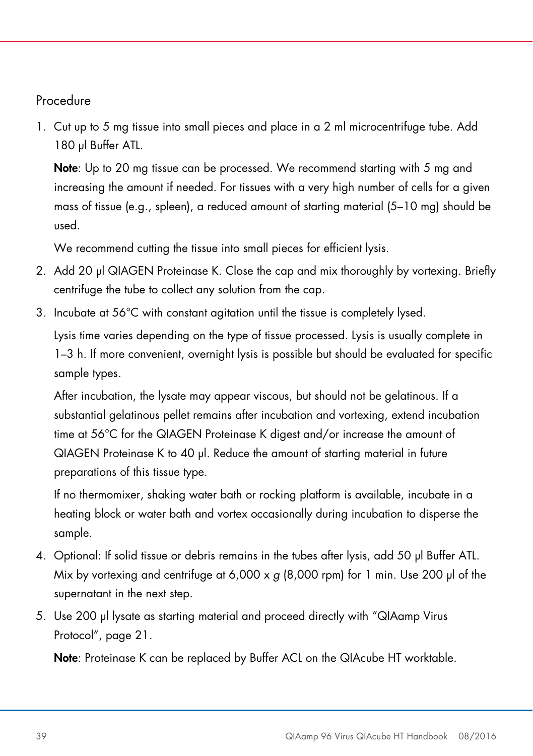## Procedure

1. Cut up to 5 mg tissue into small pieces and place in a 2 ml microcentrifuge tube. Add 180 µl Buffer ATL.

   **Note**: Up to 20 mg tissue can be processed. We recommend starting with 5 mg and increasing the amount if needed. For tissues with a very high number of cells for a given mass of tissue (e.g., spleen), a reduced amount of starting material (5–10 mg) should be used.

   We recommend cutting the tissue into small pieces for efficient lysis.

2. Add 20 µl QIAGEN Proteinase K. Close the cap and mix thoroughly by vortexing. Briefly centrifuge the tube to collect any solution from the cap.

3. Incubate at 56°C with constant agitation until the tissue is completely lysed.

   Lysis time varies depending on the type of tissue processed. Lysis is usually complete in 1–3 h. If more convenient, overnight lysis is possible but should be evaluated for specific sample types.

   After incubation, the lysate may appear viscous, but should not be gelatinous. If a substantial gelatinous pellet remains after incubation and vortexing, extend incubation time at 56°C for the QIAGEN Proteinase K digest and/or increase the amount of QIAGEN Proteinase K to 40 µl. Reduce the amount of starting material in future preparations of this tissue type.

   If no thermomixer, shaking water bath or rocking platform is available, incubate in a heating block or water bath and vortex occasionally during incubation to disperse the sample.

4. Optional: If solid tissue or debris remains in the tubes after lysis, add 50 µl Buffer ATL. Mix by vortexing and centrifuge at 6,000 x *g* (8,000 rpm) for 1 min. Use 200 µl of the supernatant in the next step.

5. Use 200 µl lysate as starting material and proceed directly with "QIAamp Virus Protocol", page 21.

   **Note**: Proteinase K can be replaced by Buffer ACL on the QIAcube HT worktable.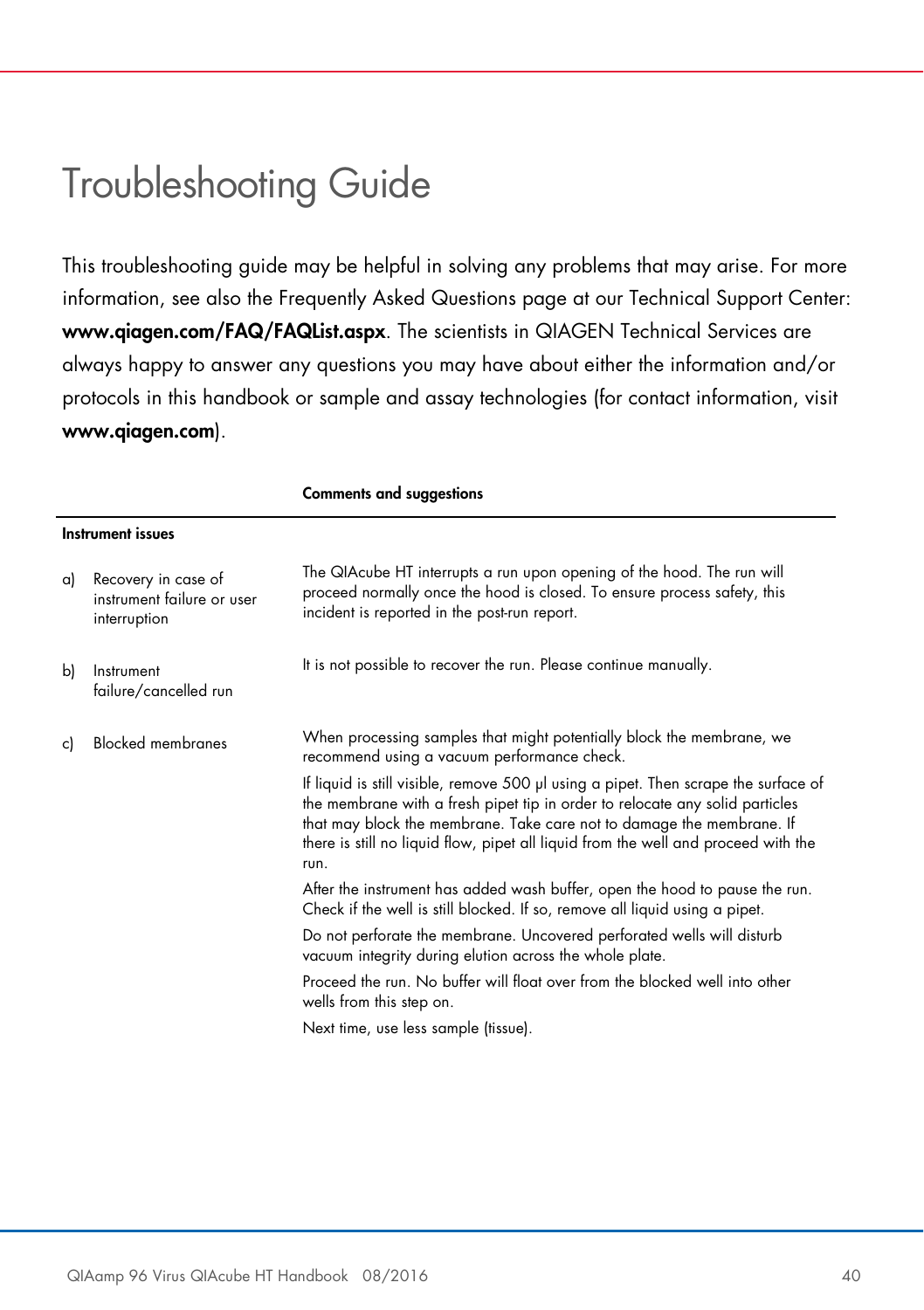# Troubleshooting Guide

This troubleshooting guide may be helpful in solving any problems that may arise. For more information, see also the Frequently Asked Questions page at our Technical Support Center: **www.qiagen.com/FAQ/FAQList.aspx**. The scientists in QIAGEN Technical Services are always happy to answer any questions you may have about either the information and/or protocols in this handbook or sample and assay technologies (for contact information, visit **www.qiagen.com**).

| | **Comments and suggestions** |
|---|---|
| **Instrument issues** | |
| a) Recovery in case of instrument failure or user interruption | The QIAcube HT interrupts a run upon opening of the hood. The run will proceed normally once the hood is closed. To ensure process safety, this incident is reported in the post-run report. |
| b) Instrument failure/cancelled run | It is not possible to recover the run. Please continue manually. |
| c) Blocked membranes | When processing samples that might potentially block the membrane, we recommend using a vacuum performance check.<br><br>If liquid is still visible, remove 500 µl using a pipet. Then scrape the surface of the membrane with a fresh pipet tip in order to relocate any solid particles that may block the membrane. Take care not to damage the membrane. If there is still no liquid flow, pipet all liquid from the well and proceed with the run.<br><br>After the instrument has added wash buffer, open the hood to pause the run. Check if the well is still blocked. If so, remove all liquid using a pipet.<br><br>Do not perforate the membrane. Uncovered perforated wells will disturb vacuum integrity during elution across the whole plate.<br><br>Proceed the run. No buffer will float over from the blocked well into other wells from this step on.<br><br>Next time, use less sample (tissue). |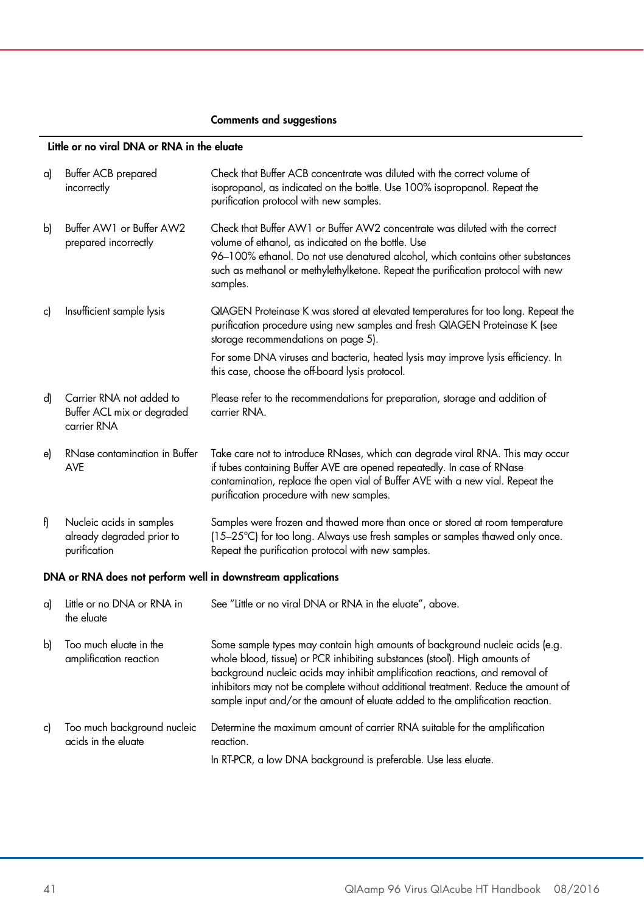| | Comments and suggestions |
|---|---|
| **Little or no viral DNA or RNA in the eluate** | |
| a) Buffer ACB prepared incorrectly | Check that Buffer ACB concentrate was diluted with the correct volume of isopropanol, as indicated on the bottle. Use 100% isopropanol. Repeat the purification protocol with new samples. |
| b) Buffer AW1 or Buffer AW2 prepared incorrectly | Check that Buffer AW1 or Buffer AW2 concentrate was diluted with the correct volume of ethanol, as indicated on the bottle. Use 96–100% ethanol. Do not use denatured alcohol, which contains other substances such as methanol or methylethylketone. Repeat the purification protocol with new samples. |
| c) Insufficient sample lysis | QIAGEN Proteinase K was stored at elevated temperatures for too long. Repeat the purification procedure using new samples and fresh QIAGEN Proteinase K (see storage recommendations on page 5).<br><br>For some DNA viruses and bacteria, heated lysis may improve lysis efficiency. In this case, choose the off-board lysis protocol. |
| d) Carrier RNA not added to Buffer ACL mix or degraded carrier RNA | Please refer to the recommendations for preparation, storage and addition of carrier RNA. |
| e) RNase contamination in Buffer AVE | Take care not to introduce RNases, which can degrade viral RNA. This may occur if tubes containing Buffer AVE are opened repeatedly. In case of RNase contamination, replace the open vial of Buffer AVE with a new vial. Repeat the purification procedure with new samples. |
| f) Nucleic acids in samples already degraded prior to purification | Samples were frozen and thawed more than once or stored at room temperature (15–25°C) for too long. Always use fresh samples or samples thawed only once. Repeat the purification protocol with new samples. |
| **DNA or RNA does not perform well in downstream applications** | |
| a) Little or no DNA or RNA in the eluate | See "Little or no viral DNA or RNA in the eluate", above. |
| b) Too much eluate in the amplification reaction | Some sample types may contain high amounts of background nucleic acids (e.g. whole blood, tissue) or PCR inhibiting substances (stool). High amounts of background nucleic acids may inhibit amplification reactions, and removal of inhibitors may not be complete without additional treatment. Reduce the amount of sample input and/or the amount of eluate added to the amplification reaction. |
| c) Too much background nucleic acids in the eluate | Determine the maximum amount of carrier RNA suitable for the amplification reaction.<br><br>In RT-PCR, a low DNA background is preferable. Use less eluate. |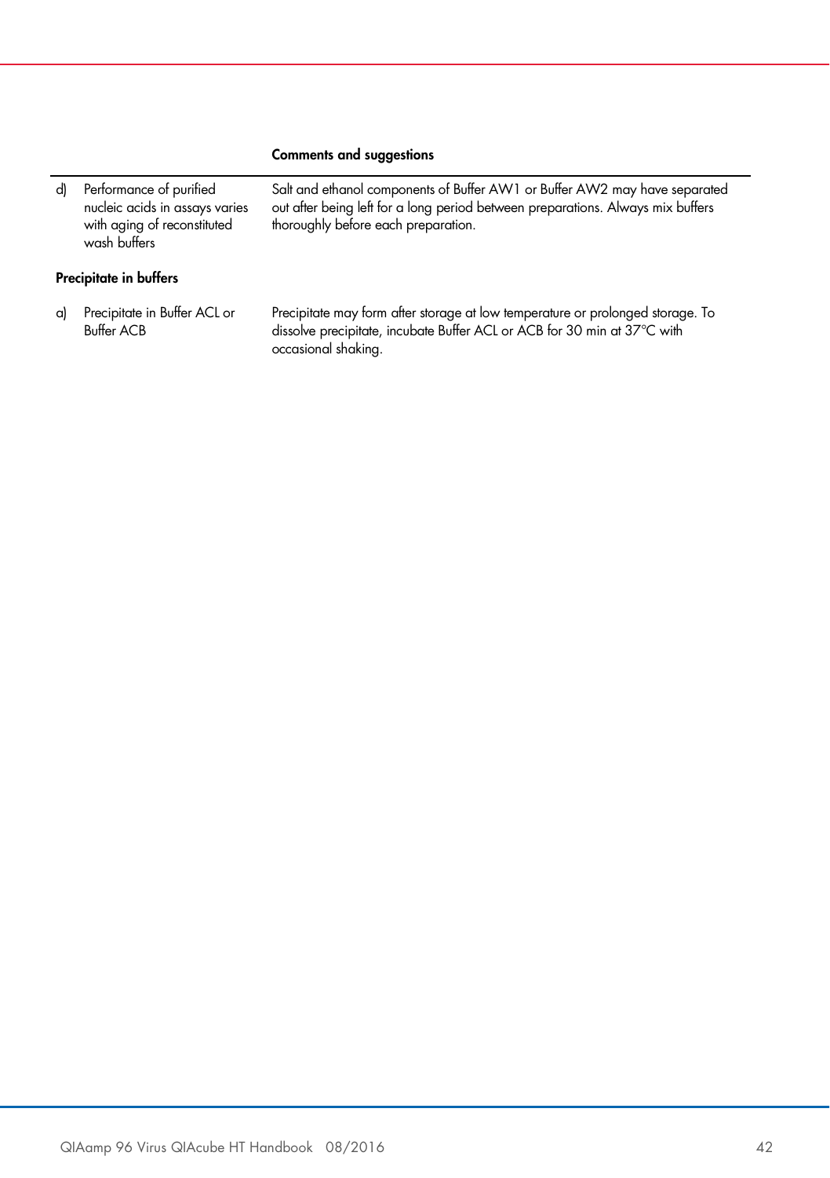| | | Comments and suggestions |
|---|---|---|
| d) | Performance of purified nucleic acids in assays varies with aging of reconstituted wash buffers | Salt and ethanol components of Buffer AW1 or Buffer AW2 may have separated out after being left for a long period between preparations. Always mix buffers thoroughly before each preparation. |
| **Precipitate in buffers** | | |
| a) | Precipitate in Buffer ACL or Buffer ACB | Precipitate may form after storage at low temperature or prolonged storage. To dissolve precipitate, incubate Buffer ACL or ACB for 30 min at 37°C with occasional shaking. |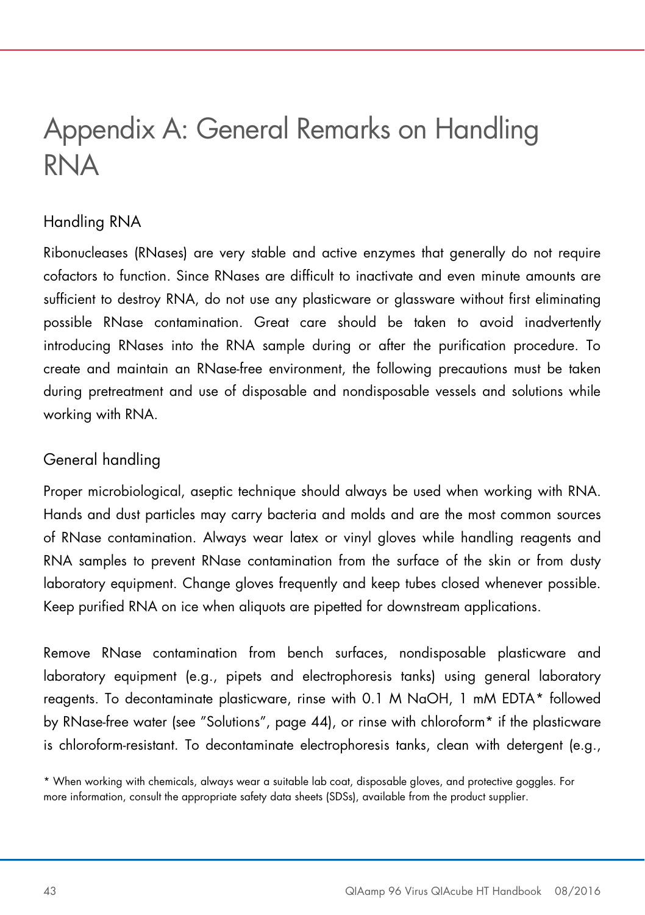# Appendix A: General Remarks on Handling RNA

## Handling RNA

Ribonucleases (RNases) are very stable and active enzymes that generally do not require cofactors to function. Since RNases are difficult to inactivate and even minute amounts are sufficient to destroy RNA, do not use any plasticware or glassware without first eliminating possible RNase contamination. Great care should be taken to avoid inadvertently introducing RNases into the RNA sample during or after the purification procedure. To create and maintain an RNase-free environment, the following precautions must be taken during pretreatment and use of disposable and nondisposable vessels and solutions while working with RNA.

## General handling

Proper microbiological, aseptic technique should always be used when working with RNA. Hands and dust particles may carry bacteria and molds and are the most common sources of RNase contamination. Always wear latex or vinyl gloves while handling reagents and RNA samples to prevent RNase contamination from the surface of the skin or from dusty laboratory equipment. Change gloves frequently and keep tubes closed whenever possible. Keep purified RNA on ice when aliquots are pipetted for downstream applications.

Remove RNase contamination from bench surfaces, nondisposable plasticware and laboratory equipment (e.g., pipets and electrophoresis tanks) using general laboratory reagents. To decontaminate plasticware, rinse with 0.1 M NaOH, 1 mM EDTA* followed by RNase-free water (see "Solutions", page 44), or rinse with chloroform* if the plasticware is chloroform-resistant. To decontaminate electrophoresis tanks, clean with detergent (e.g.,

* When working with chemicals, always wear a suitable lab coat, disposable gloves, and protective goggles. For more information, consult the appropriate safety data sheets (SDSs), available from the product supplier.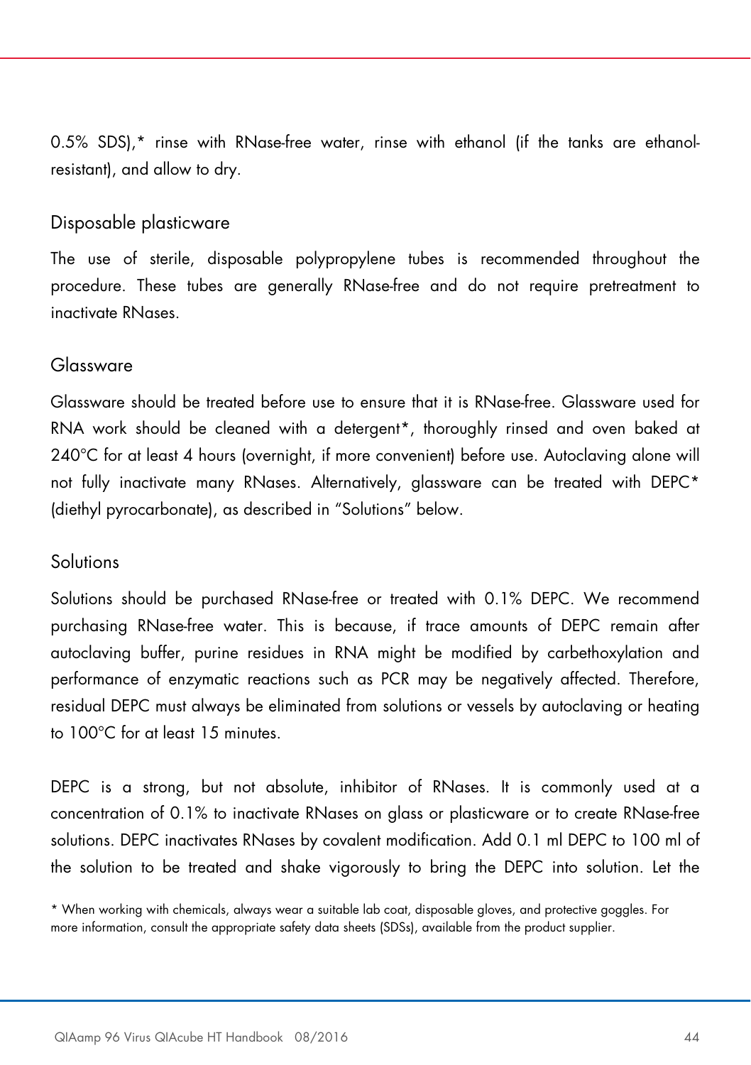0.5% SDS),* rinse with RNase-free water, rinse with ethanol (if the tanks are ethanol-resistant), and allow to dry.

### Disposable plasticware

The use of sterile, disposable polypropylene tubes is recommended throughout the procedure. These tubes are generally RNase-free and do not require pretreatment to inactivate RNases.

### Glassware

Glassware should be treated before use to ensure that it is RNase-free. Glassware used for RNA work should be cleaned with a detergent*, thoroughly rinsed and oven baked at 240°C for at least 4 hours (overnight, if more convenient) before use. Autoclaving alone will not fully inactivate many RNases. Alternatively, glassware can be treated with DEPC* (diethyl pyrocarbonate), as described in "Solutions" below.

### Solutions

Solutions should be purchased RNase-free or treated with 0.1% DEPC. We recommend purchasing RNase-free water. This is because, if trace amounts of DEPC remain after autoclaving buffer, purine residues in RNA might be modified by carbethoxylation and performance of enzymatic reactions such as PCR may be negatively affected. Therefore, residual DEPC must always be eliminated from solutions or vessels by autoclaving or heating to 100°C for at least 15 minutes.

DEPC is a strong, but not absolute, inhibitor of RNases. It is commonly used at a concentration of 0.1% to inactivate RNases on glass or plasticware or to create RNase-free solutions. DEPC inactivates RNases by covalent modification. Add 0.1 ml DEPC to 100 ml of the solution to be treated and shake vigorously to bring the DEPC into solution. Let the

* When working with chemicals, always wear a suitable lab coat, disposable gloves, and protective goggles. For more information, consult the appropriate safety data sheets (SDSs), available from the product supplier.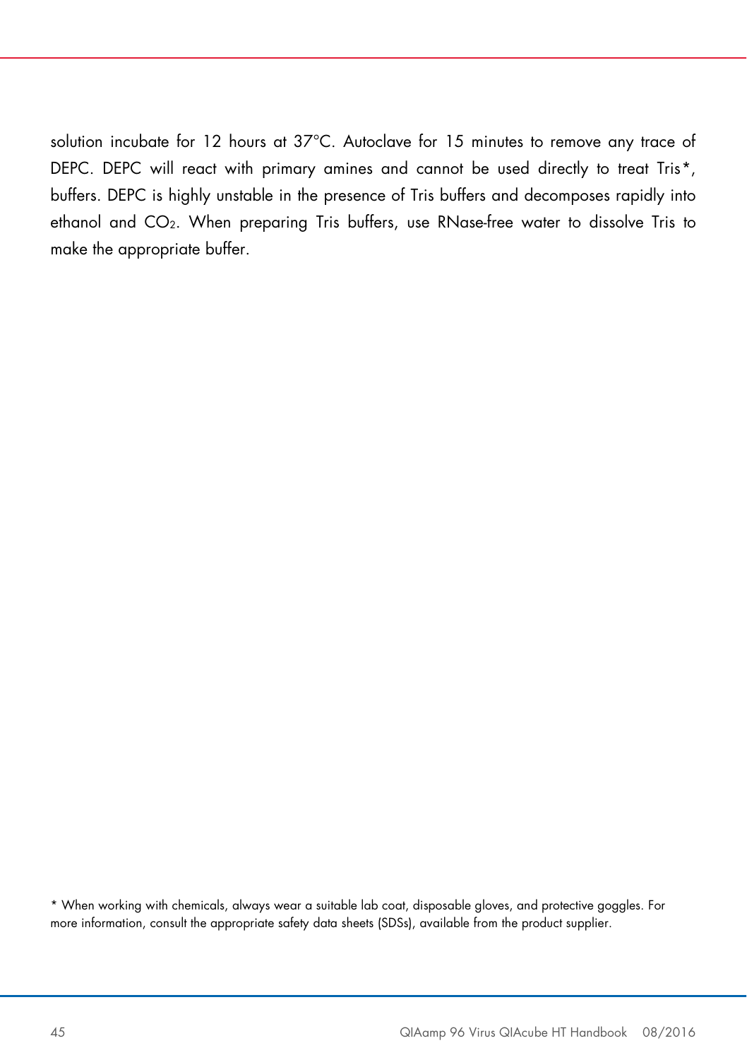solution incubate for 12 hours at 37°C. Autoclave for 15 minutes to remove any trace of DEPC. DEPC will react with primary amines and cannot be used directly to treat Tris*, buffers. DEPC is highly unstable in the presence of Tris buffers and decomposes rapidly into ethanol and $CO_2$. When preparing Tris buffers, use RNase-free water to dissolve Tris to make the appropriate buffer.

* When working with chemicals, always wear a suitable lab coat, disposable gloves, and protective goggles. For more information, consult the appropriate safety data sheets (SDSs), available from the product supplier.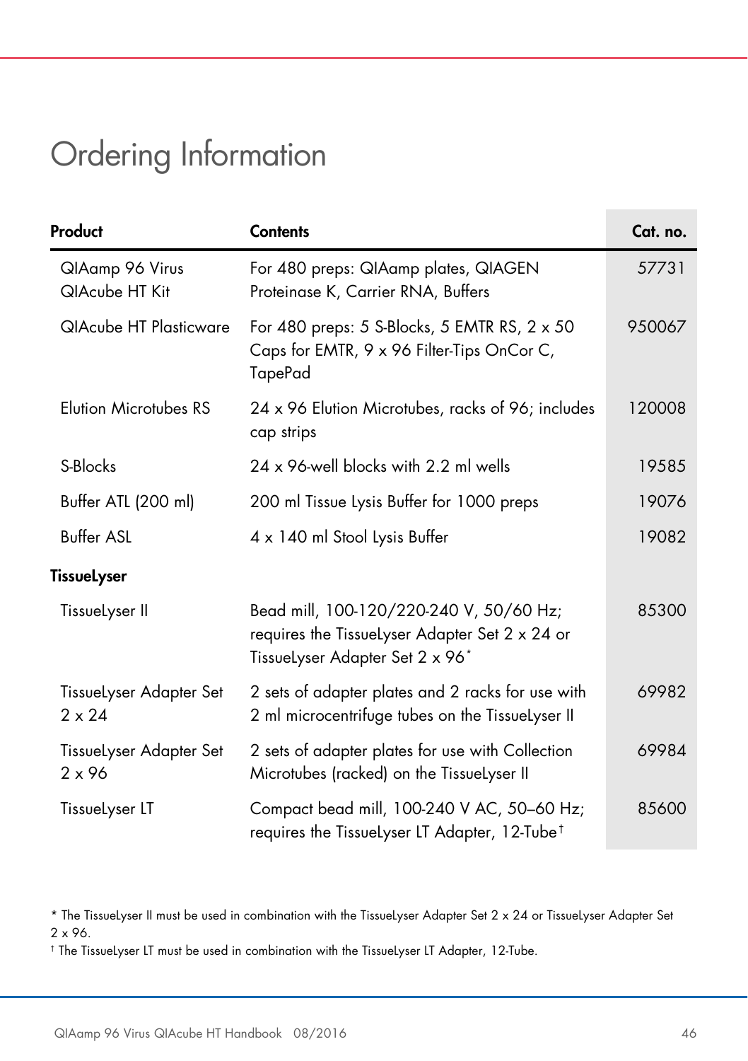# Ordering Information

| Product | Contents | Cat. no. |
|---|---|---|
| QIAamp 96 Virus QIAcube HT Kit | For 480 preps: QIAmp plates, QIAGEN Proteinase K, Carrier RNA, Buffers | 57731 |
| QIAcube HT Plasticware | For 480 preps: 5 S-Blocks, 5 EMTR RS, 2 x 50 Caps for EMTR, 9 x 96 Filter-Tips OnCor C, TapePad | 950067 |
| Elution Microtubes RS | 24 x 96 Elution Microtubes, racks of 96; includes cap strips | 120008 |
| S-Blocks | 24 x 96-well blocks with 2.2 ml wells | 19585 |
| Buffer ATL (200 ml) | 200 ml Tissue Lysis Buffer for 1000 preps | 19076 |
| Buffer ASL | 4 x 140 ml Stool Lysis Buffer | 19082 |
| **TissueLyser** | | |
| TissueLyser II | Bead mill, 100-120/220-240 V, 50/60 Hz; requires the TissueLyser Adapter Set 2 x 24 or TissueLyser Adapter Set 2 x 96* | 85300 |
| TissueLyser Adapter Set 2 x 24 | 2 sets of adapter plates and 2 racks for use with 2 ml microcentrifuge tubes on the TissueLyser II | 69982 |
| TissueLyser Adapter Set 2 x 96 | 2 sets of adapter plates for use with Collection Microtubes (racked) on the TissueLyser II | 69984 |
| TissueLyser LT | Compact bead mill, 100-240 V AC, 50–60 Hz; requires the TissueLyser LT Adapter, 12-Tube† | 85600 |

* The TissueLyser II must be used in combination with the TissueLyser Adapter Set 2 x 24 or TissueLyser Adapter Set 2 x 96.

† The TissueLyser LT must be used in combination with the TissueLyser LT Adapter, 12-Tube.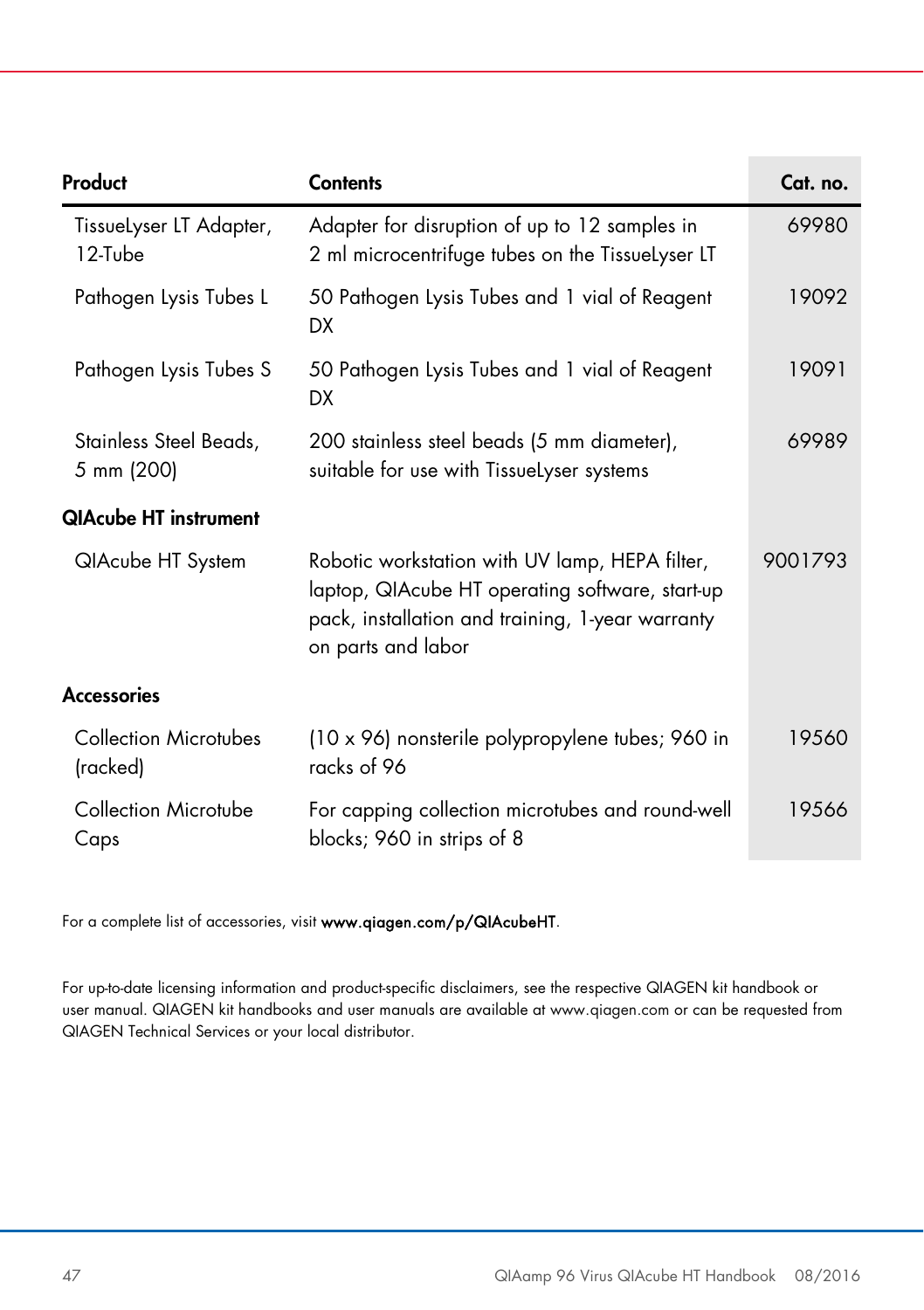| Product | Contents | Cat. no. |
|---|---|---|
| TissueLyser LT Adapter, 12-Tube | Adapter for disruption of up to 12 samples in 2 ml microcentrifuge tubes on the TissueLyser LT | 69980 |
| Pathogen Lysis Tubes L | 50 Pathogen Lysis Tubes and 1 vial of Reagent DX | 19092 |
| Pathogen Lysis Tubes S | 50 Pathogen Lysis Tubes and 1 vial of Reagent DX | 19091 |
| Stainless Steel Beads, 5 mm (200) | 200 stainless steel beads (5 mm diameter), suitable for use with TissueLyser systems | 69989 |
| **QIAcube HT instrument** | | |
| QIAcube HT System | Robotic workstation with UV lamp, HEPA filter, laptop, QIAcube HT operating software, start-up pack, installation and training, 1-year warranty on parts and labor | 9001793 |
| **Accessories** | | |
| Collection Microtubes (racked) | (10 x 96) nonsterile polypropylene tubes; 960 in racks of 96 | 19560 |
| Collection Microtube Caps | For capping collection microtubes and round-well blocks; 960 in strips of 8 | 19566 |

For a complete list of accessories, visit **www.qiagen.com/p/QIAcubeHT**.

For up-to-date licensing information and product-specific disclaimers, see the respective QIAGEN kit handbook or user manual. QIAGEN kit handbooks and user manuals are available at www.qiagen.com or can be requested from QIAGEN Technical Services or your local distributor.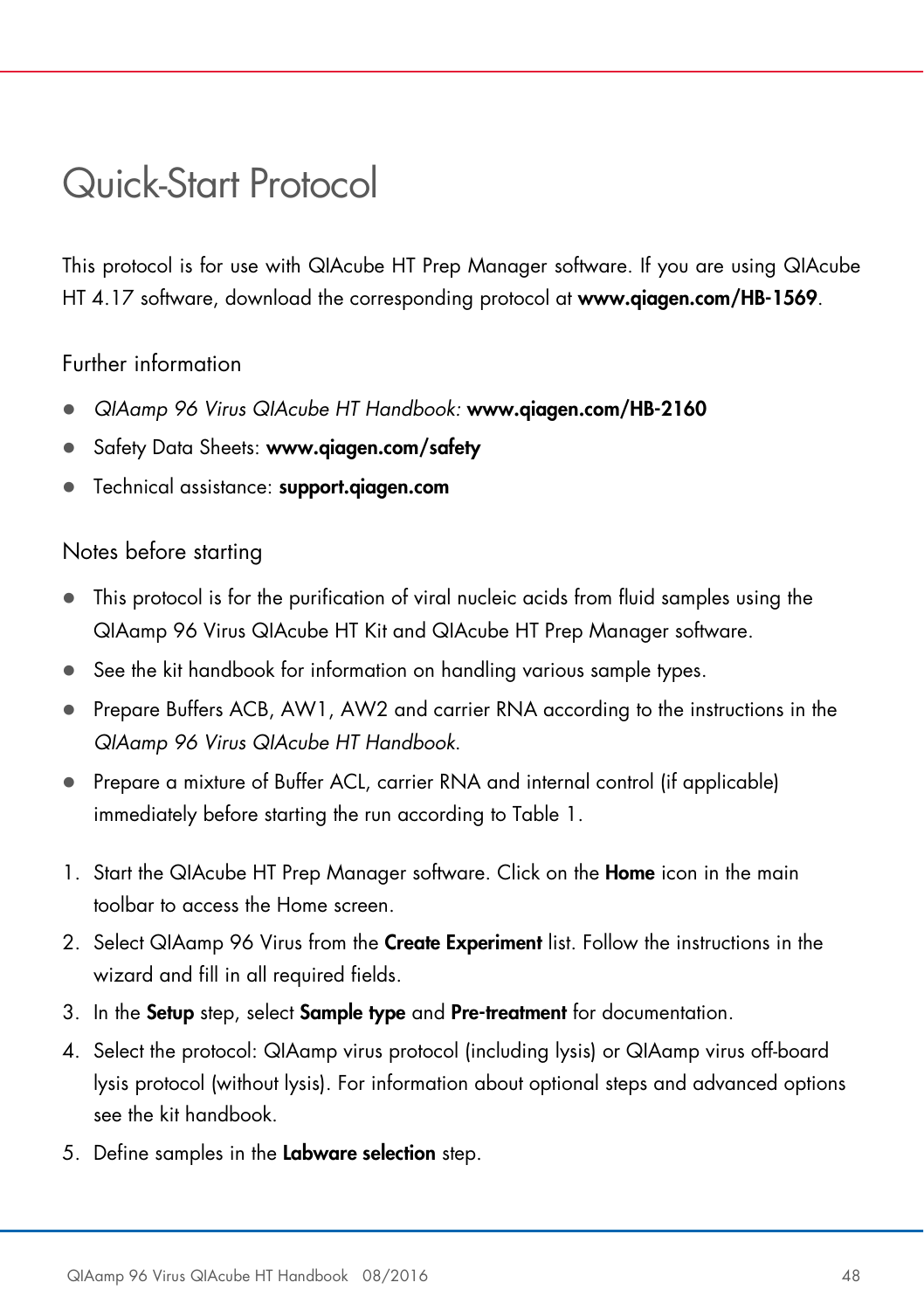# Quick-Start Protocol

This protocol is for use with QIAcube HT Prep Manager software. If you are using QIAcube HT 4.17 software, download the corresponding protocol at **www.qiagen.com/HB-1569**.

## Further information

- *QIAamp 96 Virus QIAcube HT Handbook:* **www.qiagen.com/HB-2160**
- Safety Data Sheets: **www.qiagen.com/safety**
- Technical assistance: **support.qiagen.com**

## Notes before starting

- This protocol is for the purification of viral nucleic acids from fluid samples using the QIAamp 96 Virus QIAcube HT Kit and QIAcube HT Prep Manager software.
- See the kit handbook for information on handling various sample types.
- Prepare Buffers ACB, AW1, AW2 and carrier RNA according to the instructions in the *QIAamp 96 Virus QIAcube HT Handbook*.
- Prepare a mixture of Buffer ACL, carrier RNA and internal control (if applicable) immediately before starting the run according to Table 1.

1. Start the QIAcube HT Prep Manager software. Click on the **Home** icon in the main toolbar to access the Home screen.
2. Select QIAamp 96 Virus from the **Create Experiment** list. Follow the instructions in the wizard and fill in all required fields.
3. In the **Setup** step, select **Sample type** and **Pre-treatment** for documentation.
4. Select the protocol: QIAamp virus protocol (including lysis) or QIAamp virus off-board lysis protocol (without lysis). For information about optional steps and advanced options see the kit handbook.
5. Define samples in the **Labware selection** step.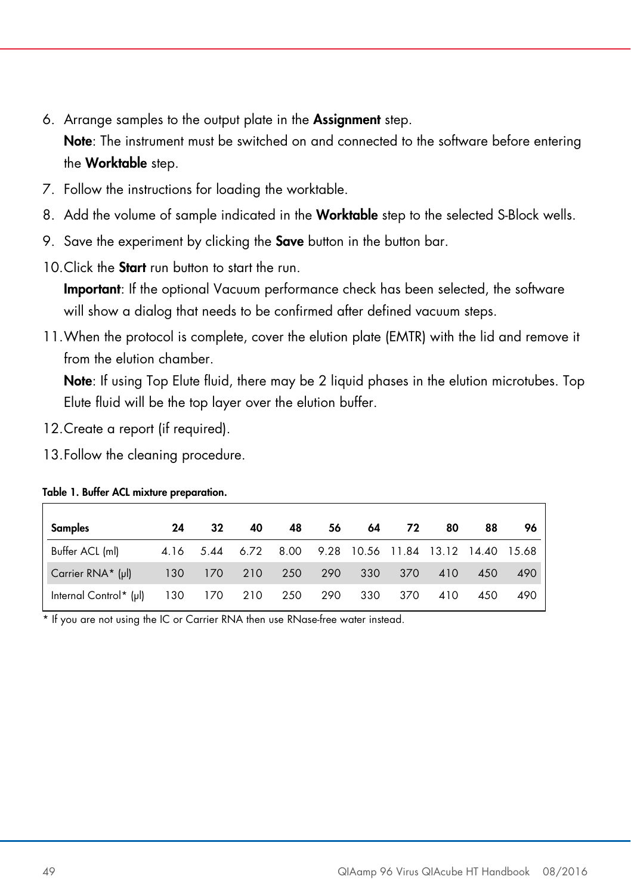6. Arrange samples to the output plate in the **Assignment** step.
   **Note**: The instrument must be switched on and connected to the software before entering the **Worktable** step.
7. Follow the instructions for loading the worktable.
8. Add the volume of sample indicated in the **Worktable** step to the selected S-Block wells.
9. Save the experiment by clicking the **Save** button in the button bar.
10. Click the **Start** run button to start the run.
    **Important**: If the optional Vacuum performance check has been selected, the software will show a dialog that needs to be confirmed after defined vacuum steps.
11. When the protocol is complete, cover the elution plate (EMTR) with the lid and remove it from the elution chamber.
    **Note**: If using Top Elute fluid, there may be 2 liquid phases in the elution microtubes. Top Elute fluid will be the top layer over the elution buffer.
12. Create a report (if required).
13. Follow the cleaning procedure.

**Table 1. Buffer ACL mixture preparation.**

| Samples | 24 | 32 | 40 | 48 | 56 | 64 | 72 | 80 | 88 | 96 |
|---|---|---|---|---|---|---|---|---|---|---|
| Buffer ACL (ml) | 4.16 | 5.44 | 6.72 | 8.00 | 9.28 | 10.56 | 11.84 | 13.12 | 14.40 | 15.68 |
| Carrier RNA* (µl) | 130 | 170 | 210 | 250 | 290 | 330 | 370 | 410 | 450 | 490 |
| Internal Control* (µl) | 130 | 170 | 210 | 250 | 290 | 330 | 370 | 410 | 450 | 490 |

* If you are not using the IC or Carrier RNA then use RNase-free water instead.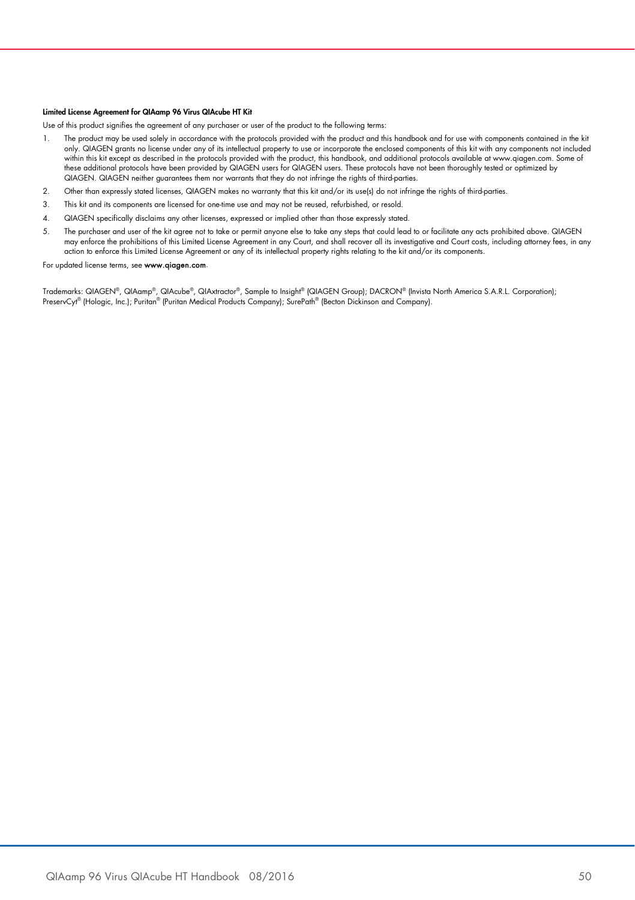**Limited License Agreement for QIAamp 96 Virus QIAcube HT Kit**

Use of this product signifies the agreement of any purchaser or user of the product to the following terms:

1. The product may be used solely in accordance with the protocols provided with the product and this handbook and for use with components contained in the kit only. QIAGEN grants no license under any of its intellectual property to use or incorporate the enclosed components of this kit with any components not included within this kit except as described in the protocols provided with the product, this handbook, and additional protocols available at www.qiagen.com. Some of these additional protocols have been provided by QIAGEN users for QIAGEN users. These protocols have not been thoroughly tested or optimized by QIAGEN. QIAGEN neither guarantees them nor warrants that they do not infringe the rights of third-parties.
2. Other than expressly stated licenses, QIAGEN makes no warranty that this kit and/or its use(s) do not infringe the rights of third-parties.
3. This kit and its components are licensed for one-time use and may not be reused, refurbished, or resold.
4. QIAGEN specifically disclaims any other licenses, expressed or implied other than those expressly stated.
5. The purchaser and user of the kit agree not to take or permit anyone else to take any steps that could lead to or facilitate any acts prohibited above. QIAGEN may enforce the prohibitions of this Limited License Agreement in any Court, and shall recover all its investigative and Court costs, including attorney fees, in any action to enforce this Limited License Agreement or any of its intellectual property rights relating to the kit and/or its components.

For updated license terms, see **www.qiagen.com**.

Trademarks: QIAGEN®, QIAamp®, QIAcube®, QIAxtractor®, Sample to Insight® (QIAGEN Group); DACRON® (Invista North America S.A.R.L. Corporation); PreservCyt® (Hologic, Inc.); Puritan® (Puritan Medical Products Company); SurePath® (Becton Dickinson and Company).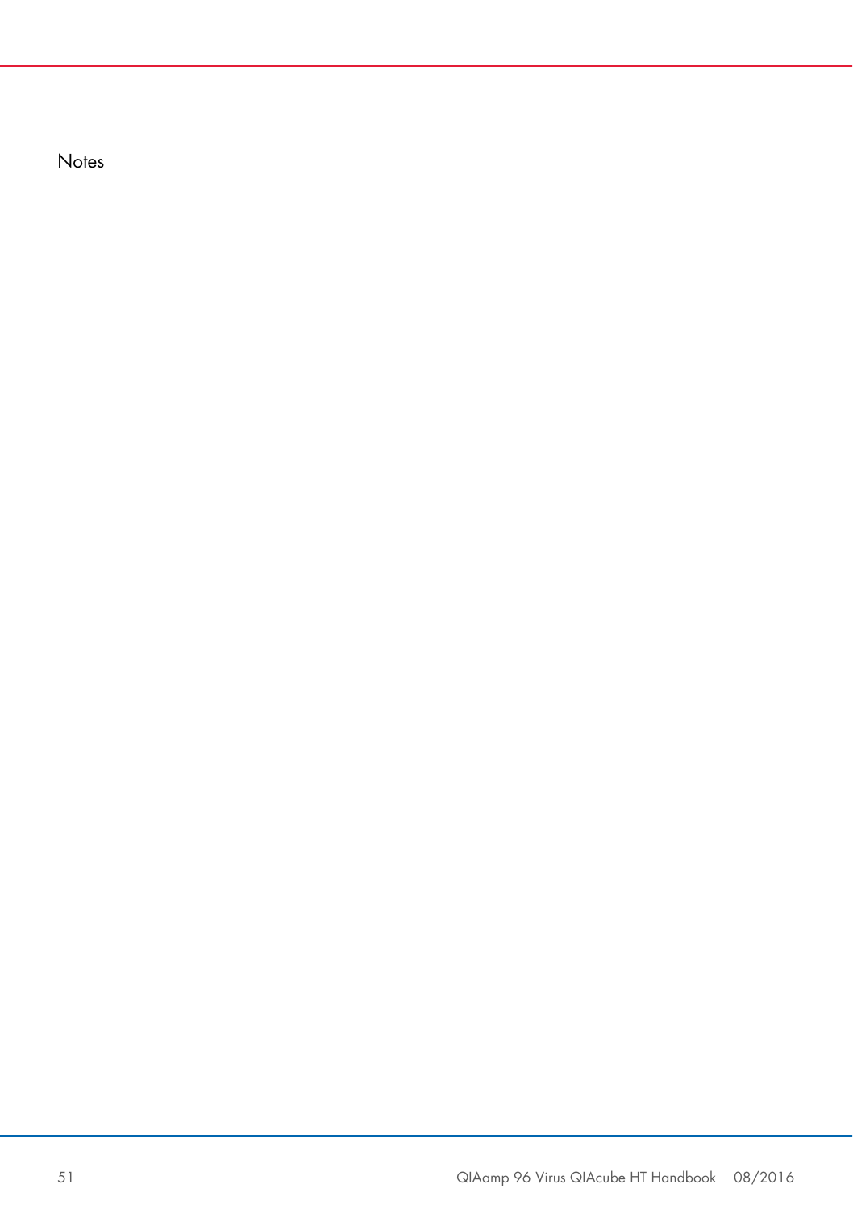Notes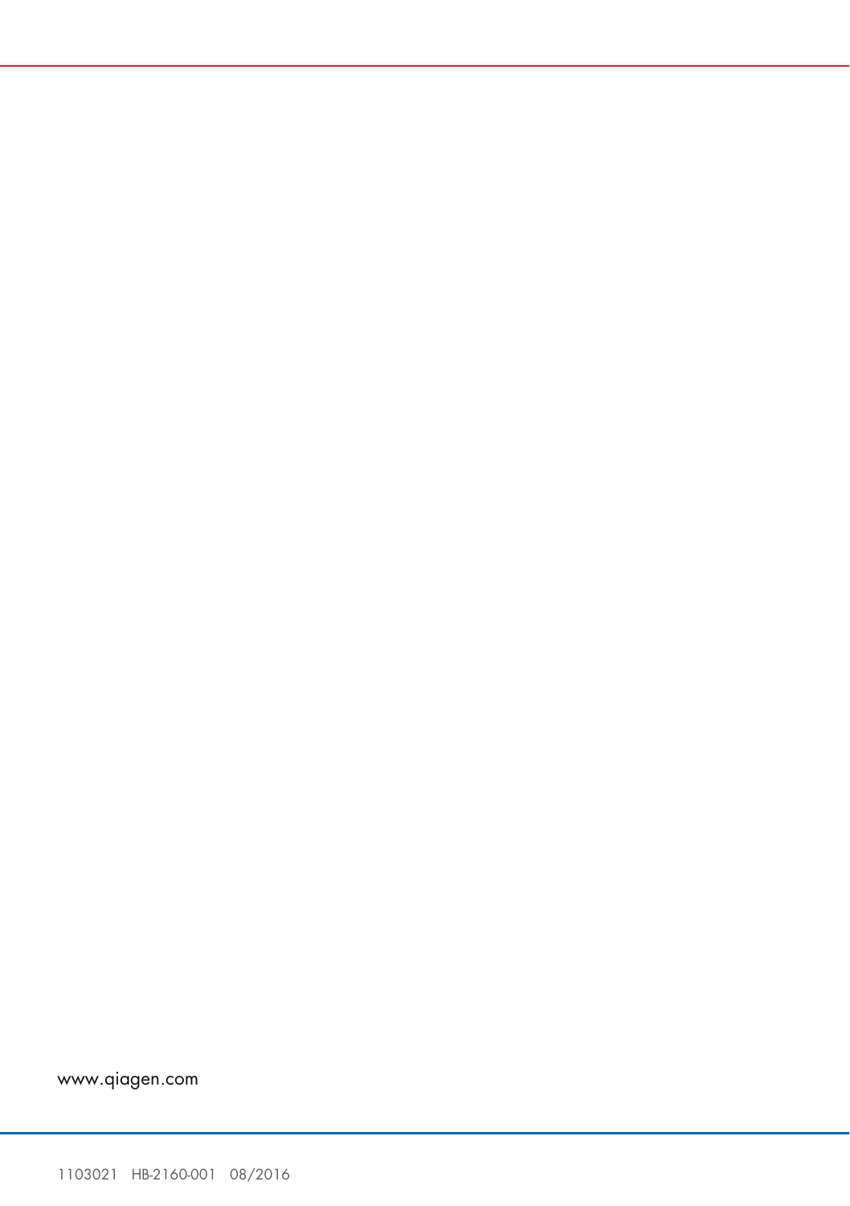www.qiagen.com

1103021 HB-2160-001 08/2016